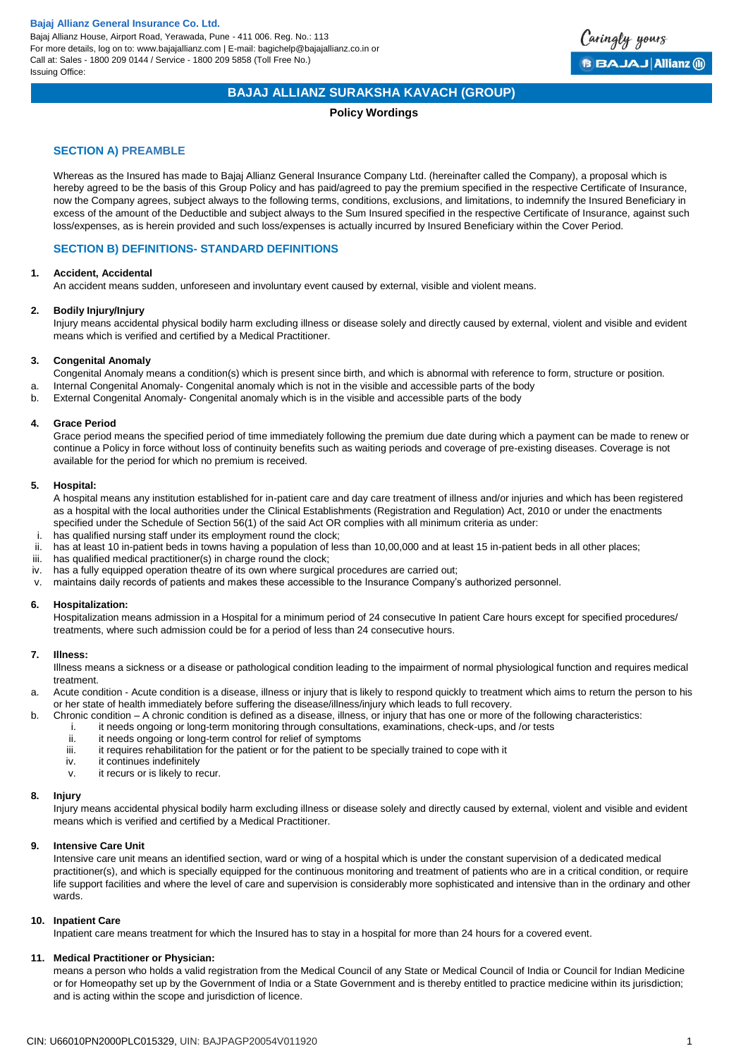**Bajaj Allianz General Insurance Co. Ltd.**
Bajaj Allianz House, Airport Road, Yerawada, Pune - 411 006. Reg. No.: 113
For more details, log on to: www.bajajallianz.com | E-mail: bagichelp@bajajallianz.co.in or
Call at: Sales - 1800 209 0144 / Service - 1800 209 5858 (Toll Free No.)
Issuing Office:

# BAJAJ ALLIANZ SURAKSHA KAVACH (GROUP)

**Policy Wordings**

## SECTION A) PREAMBLE

Whereas as the Insured has made to Bajaj Allianz General Insurance Company Ltd. (hereinafter called the Company), a proposal which is hereby agreed to be the basis of this Group Policy and has paid/agreed to pay the premium specified in the respective Certificate of Insurance, now the Company agrees, subject always to the following terms, conditions, exclusions, and limitations, to indemnify the Insured Beneficiary in excess of the amount of the Deductible and subject always to the Sum Insured specified in the respective Certificate of Insurance, against such loss/expenses, as is herein provided and such loss/expenses is actually incurred by Insured Beneficiary within the Cover Period.

## SECTION B) DEFINITIONS- STANDARD DEFINITIONS

**1. Accident, Accidental**
An accident means sudden, unforeseen and involuntary event caused by external, visible and violent means.

**2. Bodily Injury/Injury**
Injury means accidental physical bodily harm excluding illness or disease solely and directly caused by external, violent and visible and evident means which is verified and certified by a Medical Practitioner.

**3. Congenital Anomaly**
Congenital Anomaly means a condition(s) which is present since birth, and which is abnormal with reference to form, structure or position.

a. Internal Congenital Anomaly- Congenital anomaly which is not in the visible and accessible parts of the body
b. External Congenital Anomaly- Congenital anomaly which is in the visible and accessible parts of the body

**4. Grace Period**
Grace period means the specified period of time immediately following the premium due date during which a payment can be made to renew or continue a Policy in force without loss of continuity benefits such as waiting periods and coverage of pre-existing diseases. Coverage is not available for the period for which no premium is received.

**5. Hospital:**
A hospital means any institution established for in-patient care and day care treatment of illness and/or injuries and which has been registered as a hospital with the local authorities under the Clinical Establishments (Registration and Regulation) Act, 2010 or under the enactments specified under the Schedule of Section 56(1) of the said Act OR complies with all minimum criteria as under:

i. has qualified nursing staff under its employment round the clock;
ii. has at least 10 in-patient beds in towns having a population of less than 10,00,000 and at least 15 in-patient beds in all other places;
iii. has qualified medical practitioner(s) in charge round the clock;
iv. has a fully equipped operation theatre of its own where surgical procedures are carried out;
v. maintains daily records of patients and makes these accessible to the Insurance Company's authorized personnel.

**6. Hospitalization:**
Hospitalization means admission in a Hospital for a minimum period of 24 consecutive In patient Care hours except for specified procedures/ treatments, where such admission could be for a period of less than 24 consecutive hours.

**7. Illness:**
Illness means a sickness or a disease or pathological condition leading to the impairment of normal physiological function and requires medical treatment.

a. Acute condition - Acute condition is a disease, illness or injury that is likely to respond quickly to treatment which aims to return the person to his or her state of health immediately before suffering the disease/illness/injury which leads to full recovery.
b. Chronic condition – A chronic condition is defined as a disease, illness, or injury that has one or more of the following characteristics:
   i. it needs ongoing or long-term monitoring through consultations, examinations, check-ups, and /or tests
   ii. it needs ongoing or long-term control for relief of symptoms
   iii. it requires rehabilitation for the patient or for the patient to be specially trained to cope with it
   iv. it continues indefinitely
   v. it recurs or is likely to recur.

**8. Injury**
Injury means accidental physical bodily harm excluding illness or disease solely and directly caused by external, violent and visible and evident means which is verified and certified by a Medical Practitioner.

**9. Intensive Care Unit**
Intensive care unit means an identified section, ward or wing of a hospital which is under the constant supervision of a dedicated medical practitioner(s), and which is specially equipped for the continuous monitoring and treatment of patients who are in a critical condition, or require life support facilities and where the level of care and supervision is considerably more sophisticated and intensive than in the ordinary and other wards.

**10. Inpatient Care**
Inpatient care means treatment for which the Insured has to stay in a hospital for more than 24 hours for a covered event.

**11. Medical Practitioner or Physician:**
means a person who holds a valid registration from the Medical Council of any State or Medical Council of India or Council for Indian Medicine or for Homeopathy set up by the Government of India or a State Government and is thereby entitled to practice medicine within its jurisdiction; and is acting within the scope and jurisdiction of licence.

CIN: U66010PN2000PLC015329, UIN: BAJPAGP20054V011920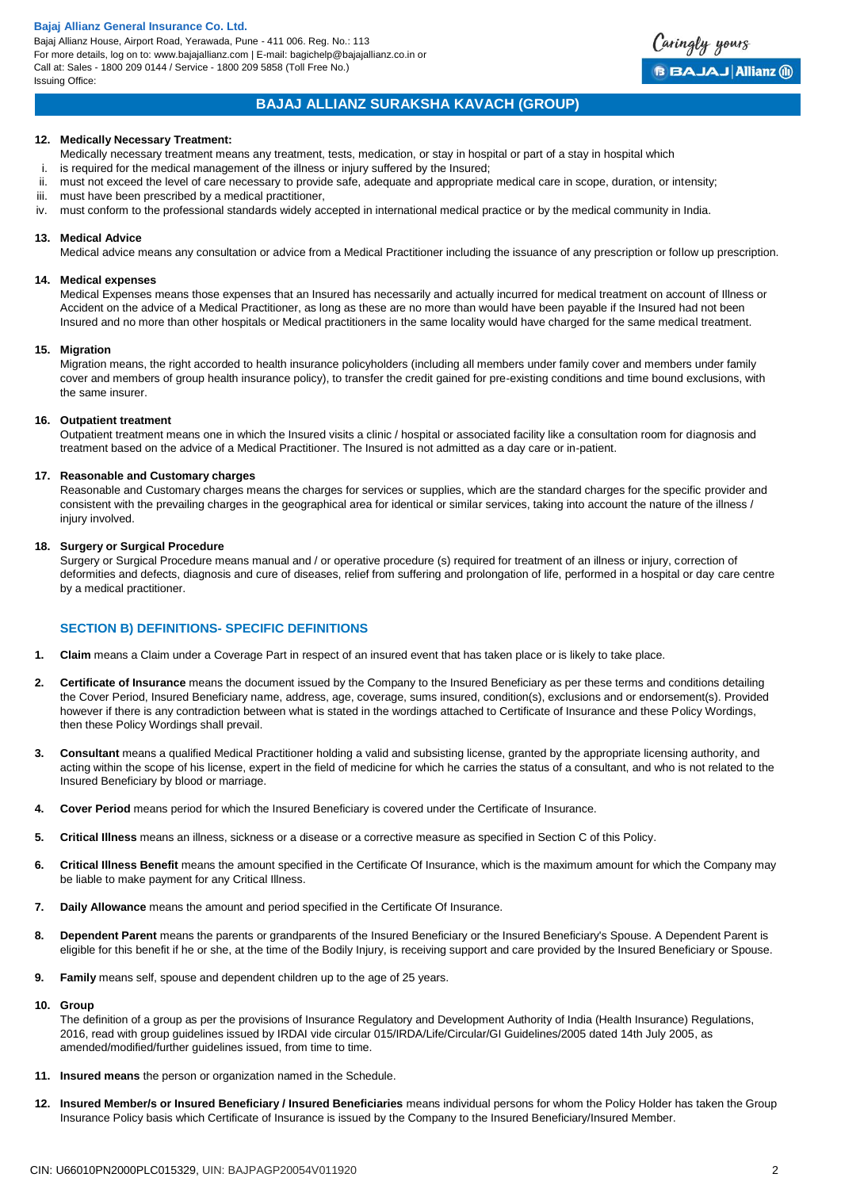**12. Medically Necessary Treatment:**

Medically necessary treatment means any treatment, tests, medication, or stay in hospital or part of a stay in hospital which

i. is required for the medical management of the illness or injury suffered by the Insured;
ii. must not exceed the level of care necessary to provide safe, adequate and appropriate medical care in scope, duration, or intensity;
iii. must have been prescribed by a medical practitioner,
iv. must conform to the professional standards widely accepted in international medical practice or by the medical community in India.

**13. Medical Advice**

Medical advice means any consultation or advice from a Medical Practitioner including the issuance of any prescription or follow up prescription.

**14. Medical expenses**

Medical Expenses means those expenses that an Insured has necessarily and actually incurred for medical treatment on account of Illness or Accident on the advice of a Medical Practitioner, as long as these are no more than would have been payable if the Insured had not been Insured and no more than other hospitals or Medical practitioners in the same locality would have charged for the same medical treatment.

**15. Migration**

Migration means, the right accorded to health insurance policyholders (including all members under family cover and members under family cover and members of group health insurance policy), to transfer the credit gained for pre-existing conditions and time bound exclusions, with the same insurer.

**16. Outpatient treatment**

Outpatient treatment means one in which the Insured visits a clinic / hospital or associated facility like a consultation room for diagnosis and treatment based on the advice of a Medical Practitioner. The Insured is not admitted as a day care or in-patient.

**17. Reasonable and Customary charges**

Reasonable and Customary charges means the charges for services or supplies, which are the standard charges for the specific provider and consistent with the prevailing charges in the geographical area for identical or similar services, taking into account the nature of the illness / injury involved.

**18. Surgery or Surgical Procedure**

Surgery or Surgical Procedure means manual and / or operative procedure (s) required for treatment of an illness or injury, correction of deformities and defects, diagnosis and cure of diseases, relief from suffering and prolongation of life, performed in a hospital or day care centre by a medical practitioner.

## SECTION B) DEFINITIONS- SPECIFIC DEFINITIONS

1. **Claim** means a Claim under a Coverage Part in respect of an insured event that has taken place or is likely to take place.

2. **Certificate of Insurance** means the document issued by the Company to the Insured Beneficiary as per these terms and conditions detailing the Cover Period, Insured Beneficiary name, address, age, coverage, sums insured, condition(s), exclusions and or endorsement(s). Provided however if there is any contradiction between what is stated in the wordings attached to Certificate of Insurance and these Policy Wordings, then these Policy Wordings shall prevail.

3. **Consultant** means a qualified Medical Practitioner holding a valid and subsisting license, granted by the appropriate licensing authority, and acting within the scope of his license, expert in the field of medicine for which he carries the status of a consultant, and who is not related to the Insured Beneficiary by blood or marriage.

4. **Cover Period** means period for which the Insured Beneficiary is covered under the Certificate of Insurance.

5. **Critical Illness** means an illness, sickness or a disease or a corrective measure as specified in Section C of this Policy.

6. **Critical Illness Benefit** means the amount specified in the Certificate Of Insurance, which is the maximum amount for which the Company may be liable to make payment for any Critical Illness.

7. **Daily Allowance** means the amount and period specified in the Certificate Of Insurance.

8. **Dependent Parent** means the parents or grandparents of the Insured Beneficiary or the Insured Beneficiary's Spouse. A Dependent Parent is eligible for this benefit if he or she, at the time of the Bodily Injury, is receiving support and care provided by the Insured Beneficiary or Spouse.

9. **Family** means self, spouse and dependent children up to the age of 25 years.

10. **Group**

    The definition of a group as per the provisions of Insurance Regulatory and Development Authority of India (Health Insurance) Regulations, 2016, read with group guidelines issued by IRDAI vide circular 015/IRDA/Life/Circular/GI Guidelines/2005 dated 14th July 2005, as amended/modified/further guidelines issued, from time to time.

11. **Insured means** the person or organization named in the Schedule.

12. **Insured Member/s or Insured Beneficiary / Insured Beneficiaries** means individual persons for whom the Policy Holder has taken the Group Insurance Policy basis which Certificate of Insurance is issued by the Company to the Insured Beneficiary/Insured Member.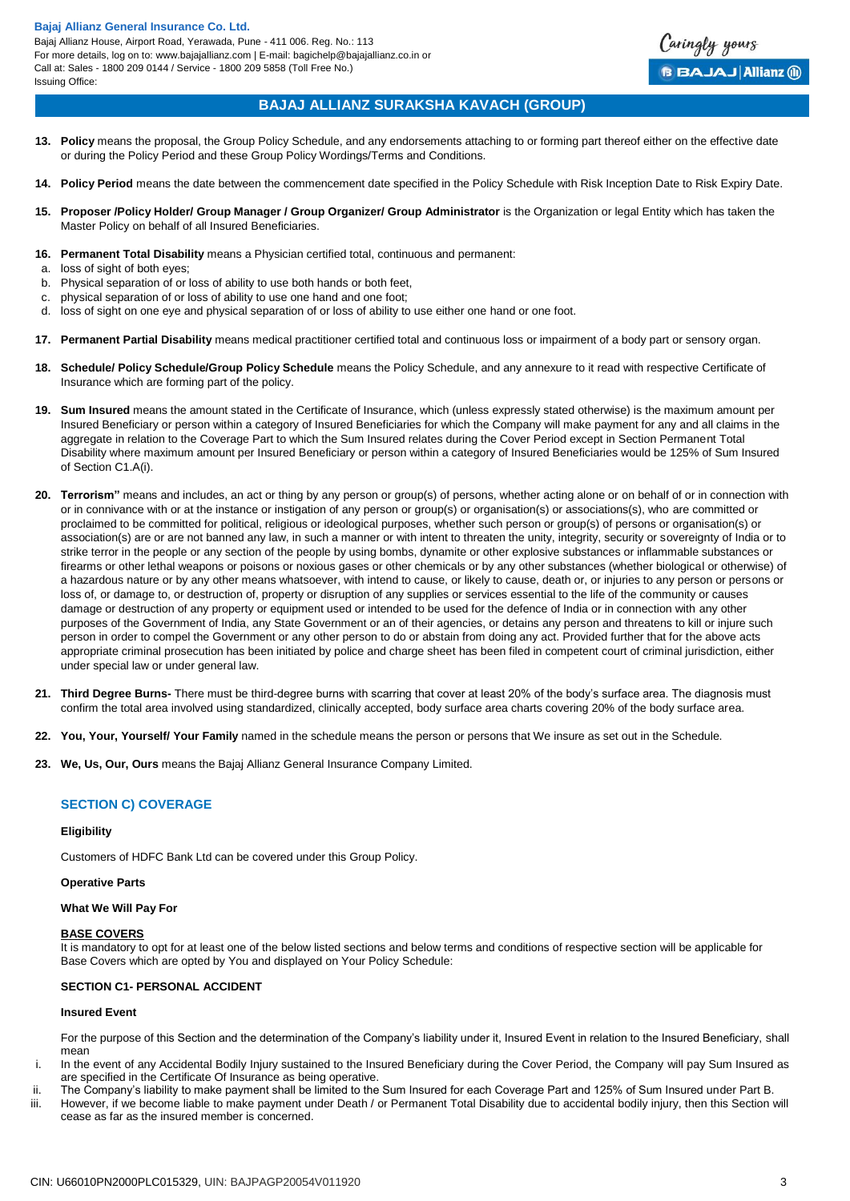13. **Policy** means the proposal, the Group Policy Schedule, and any endorsements attaching to or forming part thereof either on the effective date or during the Policy Period and these Group Policy Wordings/Terms and Conditions.

14. **Policy Period** means the date between the commencement date specified in the Policy Schedule with Risk Inception Date to Risk Expiry Date.

15. **Proposer /Policy Holder/ Group Manager / Group Organizer/ Group Administrator** is the Organization or legal Entity which has taken the Master Policy on behalf of all Insured Beneficiaries.

16. **Permanent Total Disability** means a Physician certified total, continuous and permanent:
   a. loss of sight of both eyes;
   b. Physical separation of or loss of ability to use both hands or both feet,
   c. physical separation of or loss of ability to use one hand and one foot;
   d. loss of sight on one eye and physical separation of or loss of ability to use either one hand or one foot.

17. **Permanent Partial Disability** means medical practitioner certified total and continuous loss or impairment of a body part or sensory organ.

18. **Schedule/ Policy Schedule/Group Policy Schedule** means the Policy Schedule, and any annexure to it read with respective Certificate of Insurance which are forming part of the policy.

19. **Sum Insured** means the amount stated in the Certificate of Insurance, which (unless expressly stated otherwise) is the maximum amount per Insured Beneficiary or person within a category of Insured Beneficiaries for which the Company will make payment for any and all claims in the aggregate in relation to the Coverage Part to which the Sum Insured relates during the Cover Period except in Section Permanent Total Disability where maximum amount per Insured Beneficiary or person within a category of Insured Beneficiaries would be 125% of Sum Insured of Section C1.A(i).

20. **Terrorism"** means and includes, an act or thing by any person or group(s) of persons, whether acting alone or on behalf of or in connection with or in connivance with or at the instance or instigation of any person or group(s) or organisation(s) or associations(s), who are committed or proclaimed to be committed for political, religious or ideological purposes, whether such person or group(s) of persons or organisation(s) or association(s) are or are not banned any law, in such a manner or with intent to threaten the unity, integrity, security or sovereignty of India or to strike terror in the people or any section of the people by using bombs, dynamite or other explosive substances or inflammable substances or firearms or other lethal weapons or poisons or noxious gases or other chemicals or by any other substances (whether biological or otherwise) of a hazardous nature or by any other means whatsoever, with intend to cause, or likely to cause, death or, or injuries to any person or persons or loss of, or damage to, or destruction of, property or disruption of any supplies or services essential to the life of the community or causes damage or destruction of any property or equipment used or intended to be used for the defence of India or in connection with any other purposes of the Government of India, any State Government or an of their agencies, or detains any person and threatens to kill or injure such person in order to compel the Government or any other person to do or abstain from doing any act. Provided further that for the above acts appropriate criminal prosecution has been initiated by police and charge sheet has been filed in competent court of criminal jurisdiction, either under special law or under general law.

21. **Third Degree Burns-** There must be third-degree burns with scarring that cover at least 20% of the body's surface area. The diagnosis must confirm the total area involved using standardized, clinically accepted, body surface area charts covering 20% of the body surface area.

22. **You, Your, Yourself/ Your Family** named in the schedule means the person or persons that We insure as set out in the Schedule.

23. **We, Us, Our, Ours** means the Bajaj Allianz General Insurance Company Limited.

## SECTION C) COVERAGE

**Eligibility**

Customers of HDFC Bank Ltd can be covered under this Group Policy.

**Operative Parts**

**What We Will Pay For**

**BASE COVERS**

It is mandatory to opt for at least one of the below listed sections and below terms and conditions of respective section will be applicable for Base Covers which are opted by You and displayed on Your Policy Schedule:

**SECTION C1- PERSONAL ACCIDENT**

**Insured Event**

For the purpose of this Section and the determination of the Company's liability under it, Insured Event in relation to the Insured Beneficiary, shall mean

i. In the event of any Accidental Bodily Injury sustained to the Insured Beneficiary during the Cover Period, the Company will pay Sum Insured as are specified in the Certificate Of Insurance as being operative.
ii. The Company's liability to make payment shall be limited to the Sum Insured for each Coverage Part and 125% of Sum Insured under Part B.
iii. However, if we become liable to make payment under Death / or Permanent Total Disability due to accidental bodily injury, then this Section will cease as far as the insured member is concerned.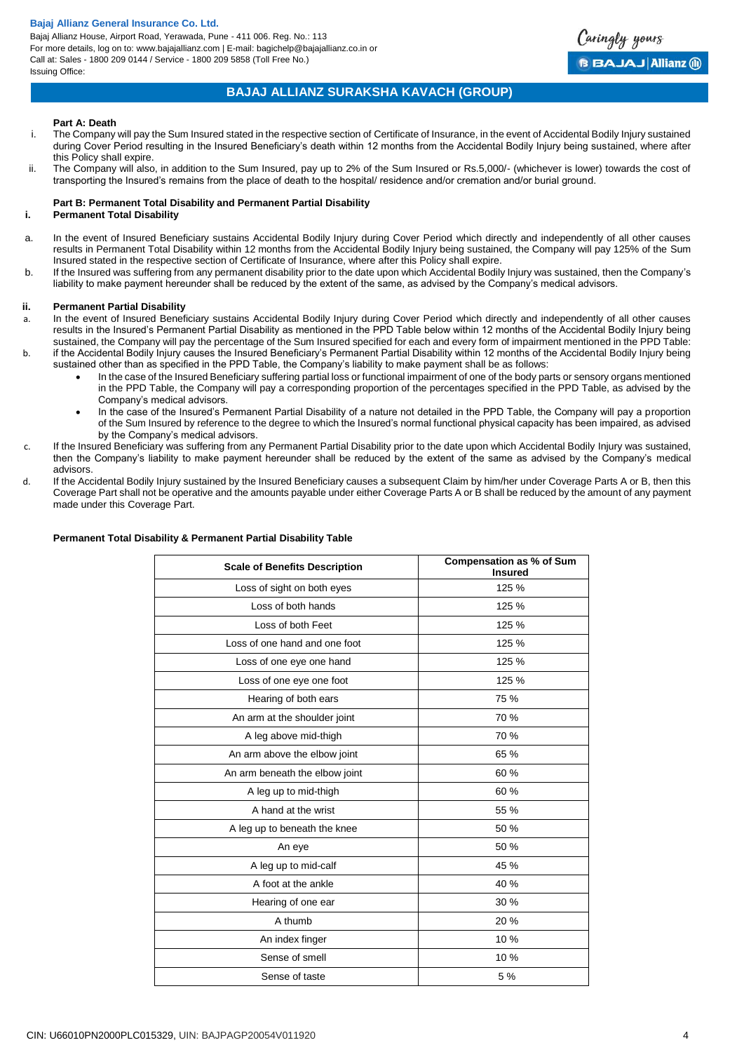#### Part A: Death

i. The Company will pay the Sum Insured stated in the respective section of Certificate of Insurance, in the event of Accidental Bodily Injury sustained during Cover Period resulting in the Insured Beneficiary's death within 12 months from the Accidental Bodily Injury being sustained, where after this Policy shall expire.

ii. The Company will also, in addition to the Sum Insured, pay up to 2% of the Sum Insured or Rs.5,000/- (whichever is lower) towards the cost of transporting the Insured's remains from the place of death to the hospital/ residence and/or cremation and/or burial ground.

#### Part B: Permanent Total Disability and Permanent Partial Disability

**i. Permanent Total Disability**

a. In the event of Insured Beneficiary sustains Accidental Bodily Injury during Cover Period which directly and independently of all other causes results in Permanent Total Disability within 12 months from the Accidental Bodily Injury being sustained, the Company will pay 125% of the Sum Insured stated in the respective section of Certificate of Insurance, where after this Policy shall expire.

b. If the Insured was suffering from any permanent disability prior to the date upon which Accidental Bodily Injury was sustained, then the Company's liability to make payment hereunder shall be reduced by the extent of the same, as advised by the Company's medical advisors.

**ii. Permanent Partial Disability**

a. In the event of Insured Beneficiary sustains Accidental Bodily Injury during Cover Period which directly and independently of all other causes results in the Insured's Permanent Partial Disability as mentioned in the PPD Table below within 12 months of the Accidental Bodily Injury being sustained, the Company will pay the percentage of the Sum Insured specified for each and every form of impairment mentioned in the PPD Table:

b. if the Accidental Bodily Injury causes the Insured Beneficiary's Permanent Partial Disability within 12 months of the Accidental Bodily Injury being sustained other than as specified in the PPD Table, the Company's liability to make payment shall be as follows:
   - In the case of the Insured Beneficiary suffering partial loss or functional impairment of one of the body parts or sensory organs mentioned in the PPD Table, the Company will pay a corresponding proportion of the percentages specified in the PPD Table, as advised by the Company's medical advisors.
   - In the case of the Insured's Permanent Partial Disability of a nature not detailed in the PPD Table, the Company will pay a proportion of the Sum Insured by reference to the degree to which the Insured's normal functional physical capacity has been impaired, as advised by the Company's medical advisors.

c. If the Insured Beneficiary was suffering from any Permanent Partial Disability prior to the date upon which Accidental Bodily Injury was sustained, then the Company's liability to make payment hereunder shall be reduced by the extent of the same as advised by the Company's medical advisors.

d. If the Accidental Bodily Injury sustained by the Insured Beneficiary causes a subsequent Claim by him/her under Coverage Parts A or B, then this Coverage Part shall not be operative and the amounts payable under either Coverage Parts A or B shall be reduced by the amount of any payment made under this Coverage Part.

**Permanent Total Disability & Permanent Partial Disability Table**

| Scale of Benefits Description | Compensation as % of Sum Insured |
|---|---|
| Loss of sight on both eyes | 125 % |
| Loss of both hands | 125 % |
| Loss of both Feet | 125 % |
| Loss of one hand and one foot | 125 % |
| Loss of one eye one hand | 125 % |
| Loss of one eye one foot | 125 % |
| Hearing of both ears | 75 % |
| An arm at the shoulder joint | 70 % |
| A leg above mid-thigh | 70 % |
| An arm above the elbow joint | 65 % |
| An arm beneath the elbow joint | 60 % |
| A leg up to mid-thigh | 60 % |
| A hand at the wrist | 55 % |
| A leg up to beneath the knee | 50 % |
| An eye | 50 % |
| A leg up to mid-calf | 45 % |
| A foot at the ankle | 40 % |
| Hearing of one ear | 30 % |
| A thumb | 20 % |
| An index finger | 10 % |
| Sense of smell | 10 % |
| Sense of taste | 5 % |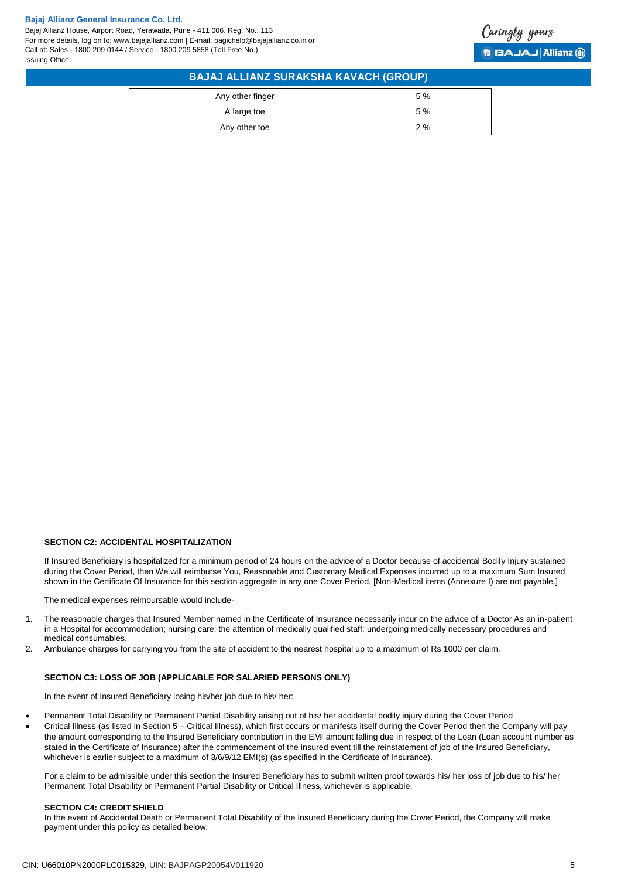| Any other finger | 5 % |
| --- | --- |
| A large toe | 5 % |
| Any other toe | 2 % |

**SECTION C2: ACCIDENTAL HOSPITALIZATION**

If Insured Beneficiary is hospitalized for a minimum period of 24 hours on the advice of a Doctor because of accidental Bodily Injury sustained during the Cover Period, then We will reimburse You, Reasonable and Customary Medical Expenses incurred up to a maximum Sum Insured shown in the Certificate Of Insurance for this section aggregate in any one Cover Period. [Non-Medical items (Annexure I) are not payable.]

The medical expenses reimbursable would include-

1. The reasonable charges that Insured Member named in the Certificate of Insurance necessarily incur on the advice of a Doctor As an in-patient in a Hospital for accommodation; nursing care; the attention of medically qualified staff; undergoing medically necessary procedures and medical consumables.
2. Ambulance charges for carrying you from the site of accident to the nearest hospital up to a maximum of Rs 1000 per claim.

**SECTION C3: LOSS OF JOB (APPLICABLE FOR SALARIED PERSONS ONLY)**

In the event of Insured Beneficiary losing his/her job due to his/ her:

- Permanent Total Disability or Permanent Partial Disability arising out of his/ her accidental bodily injury during the Cover Period
- Critical Illness (as listed in Section 5 – Critical Illness), which first occurs or manifests itself during the Cover Period then the Company will pay the amount corresponding to the Insured Beneficiary contribution in the EMI amount falling due in respect of the Loan (Loan account number as stated in the Certificate of Insurance) after the commencement of the insured event till the reinstatement of job of the Insured Beneficiary, whichever is earlier subject to a maximum of 3/6/9/12 EMI(s) (as specified in the Certificate of Insurance).

For a claim to be admissible under this section the Insured Beneficiary has to submit written proof towards his/ her loss of job due to his/ her Permanent Total Disability or Permanent Partial Disability or Critical Illness, whichever is applicable.

**SECTION C4: CREDIT SHIELD**

In the event of Accidental Death or Permanent Total Disability of the Insured Beneficiary during the Cover Period, the Company will make payment under this policy as detailed below: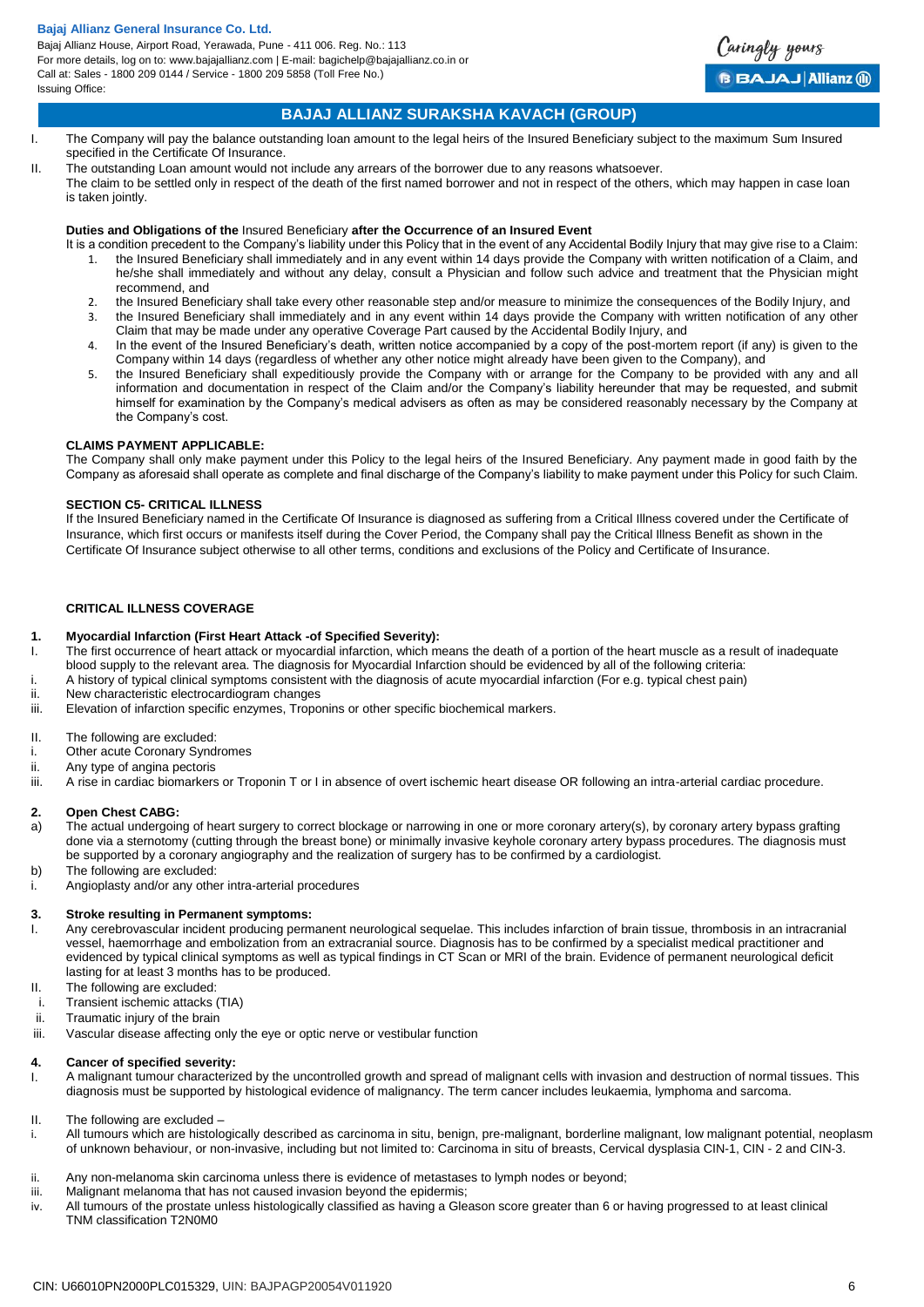## BAJAJ ALLIANZ SURAKSHA KAVACH (GROUP)

I. The Company will pay the balance outstanding loan amount to the legal heirs of the Insured Beneficiary subject to the maximum Sum Insured specified in the Certificate Of Insurance.

II. The outstanding Loan amount would not include any arrears of the borrower due to any reasons whatsoever.

The claim to be settled only in respect of the death of the first named borrower and not in respect of the others, which may happen in case loan is taken jointly.

**Duties and Obligations of the** Insured Beneficiary **after the Occurrence of an Insured Event**

It is a condition precedent to the Company's liability under this Policy that in the event of any Accidental Bodily Injury that may give rise to a Claim:

1. the Insured Beneficiary shall immediately and in any event within 14 days provide the Company with written notification of a Claim, and he/she shall immediately and without any delay, consult a Physician and follow such advice and treatment that the Physician might recommend, and
2. the Insured Beneficiary shall take every other reasonable step and/or measure to minimize the consequences of the Bodily Injury, and
3. the Insured Beneficiary shall immediately and in any event within 14 days provide the Company with written notification of any other Claim that may be made under any operative Coverage Part caused by the Accidental Bodily Injury, and
4. In the event of the Insured Beneficiary's death, written notice accompanied by a copy of the post-mortem report (if any) is given to the Company within 14 days (regardless of whether any other notice might already have been given to the Company), and
5. the Insured Beneficiary shall expeditiously provide the Company with or arrange for the Company to be provided with any and all information and documentation in respect of the Claim and/or the Company's liability hereunder that may be requested, and submit himself for examination by the Company's medical advisers as often as may be considered reasonably necessary by the Company at the Company's cost.

**CLAIMS PAYMENT APPLICABLE:**

The Company shall only make payment under this Policy to the legal heirs of the Insured Beneficiary. Any payment made in good faith by the Company as aforesaid shall operate as complete and final discharge of the Company's liability to make payment under this Policy for such Claim.

**SECTION C5- CRITICAL ILLNESS**

If the Insured Beneficiary named in the Certificate Of Insurance is diagnosed as suffering from a Critical Illness covered under the Certificate of Insurance, which first occurs or manifests itself during the Cover Period, the Company shall pay the Critical Illness Benefit as shown in the Certificate Of Insurance subject otherwise to all other terms, conditions and exclusions of the Policy and Certificate of Insurance.

**CRITICAL ILLNESS COVERAGE**

**1. Myocardial Infarction (First Heart Attack -of Specified Severity):**

I. The first occurrence of heart attack or myocardial infarction, which means the death of a portion of the heart muscle as a result of inadequate blood supply to the relevant area. The diagnosis for Myocardial Infarction should be evidenced by all of the following criteria:

i. A history of typical clinical symptoms consistent with the diagnosis of acute myocardial infarction (For e.g. typical chest pain)

ii. New characteristic electrocardiogram changes

iii. Elevation of infarction specific enzymes, Troponins or other specific biochemical markers.

II. The following are excluded:

i. Other acute Coronary Syndromes

ii. Any type of angina pectoris

iii. A rise in cardiac biomarkers or Troponin T or I in absence of overt ischemic heart disease OR following an intra-arterial cardiac procedure.

**2. Open Chest CABG:**

a) The actual undergoing of heart surgery to correct blockage or narrowing in one or more coronary artery(s), by coronary artery bypass grafting done via a sternotomy (cutting through the breast bone) or minimally invasive keyhole coronary artery bypass procedures. The diagnosis must be supported by a coronary angiography and the realization of surgery has to be confirmed by a cardiologist.

b) The following are excluded:

i. Angioplasty and/or any other intra-arterial procedures

**3. Stroke resulting in Permanent symptoms:**

I. Any cerebrovascular incident producing permanent neurological sequelae. This includes infarction of brain tissue, thrombosis in an intracranial vessel, haemorrhage and embolization from an extracranial source. Diagnosis has to be confirmed by a specialist medical practitioner and evidenced by typical clinical symptoms as well as typical findings in CT Scan or MRI of the brain. Evidence of permanent neurological deficit lasting for at least 3 months has to be produced.

II. The following are excluded:

i. Transient ischemic attacks (TIA)

ii. Traumatic injury of the brain

iii. Vascular disease affecting only the eye or optic nerve or vestibular function

**4. Cancer of specified severity:**

I. A malignant tumour characterized by the uncontrolled growth and spread of malignant cells with invasion and destruction of normal tissues. This diagnosis must be supported by histological evidence of malignancy. The term cancer includes leukaemia, lymphoma and sarcoma.

II. The following are excluded –

i. All tumours which are histologically described as carcinoma in situ, benign, pre-malignant, borderline malignant, low malignant potential, neoplasm of unknown behaviour, or non-invasive, including but not limited to: Carcinoma in situ of breasts, Cervical dysplasia CIN-1, CIN - 2 and CIN-3.

ii. Any non-melanoma skin carcinoma unless there is evidence of metastases to lymph nodes or beyond;

iii. Malignant melanoma that has not caused invasion beyond the epidermis;

iv. All tumours of the prostate unless histologically classified as having a Gleason score greater than 6 or having progressed to at least clinical TNM classification T2N0M0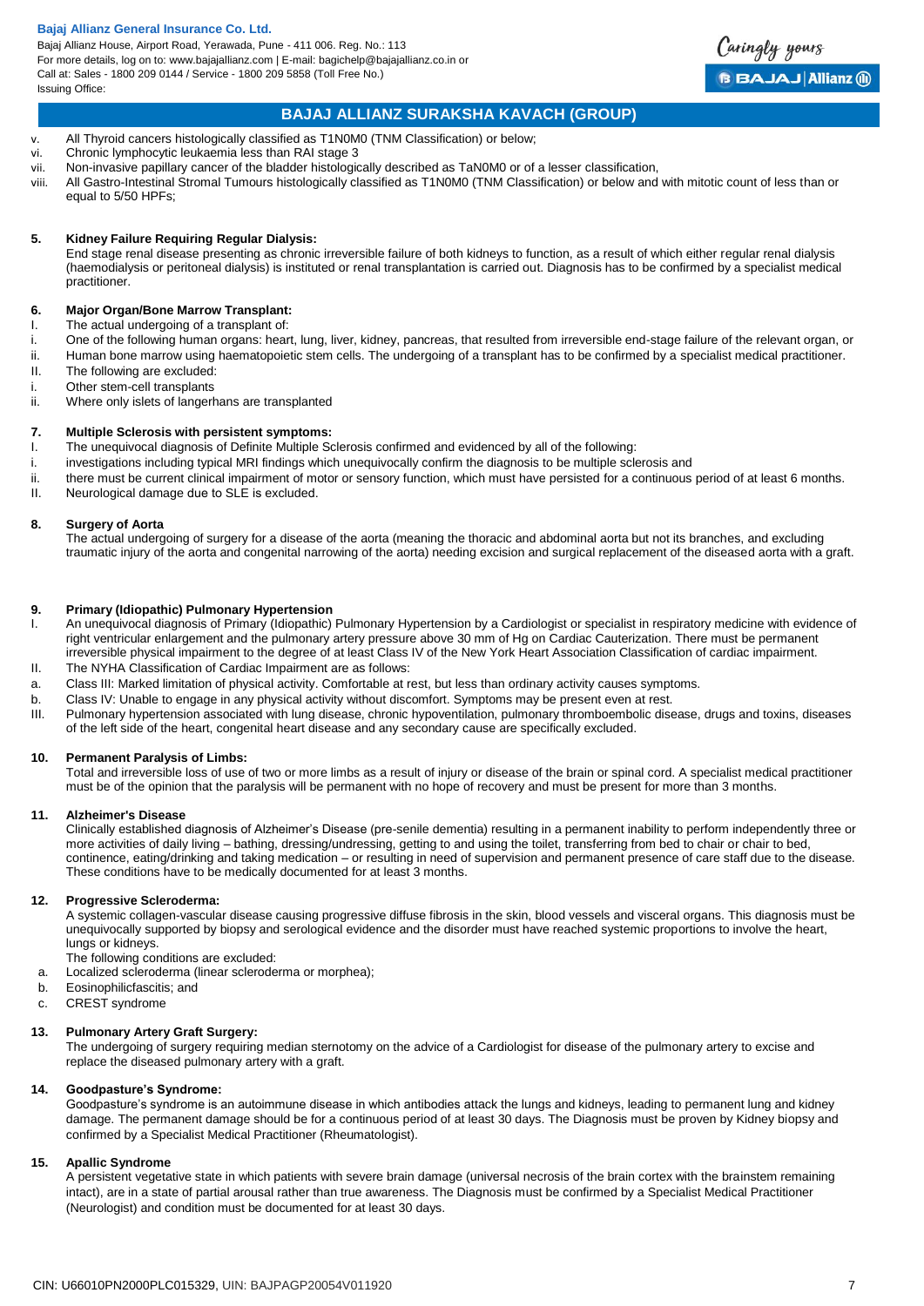## BAJAJ ALLIANZ SURAKSHA KAVACH (GROUP)

v. All Thyroid cancers histologically classified as T1N0M0 (TNM Classification) or below;
vi. Chronic lymphocytic leukaemia less than RAI stage 3
vii. Non-invasive papillary cancer of the bladder histologically described as TaN0M0 or of a lesser classification,
viii. All Gastro-Intestinal Stromal Tumours histologically classified as T1N0M0 (TNM Classification) or below and with mitotic count of less than or equal to 5/50 HPFs;

**5. Kidney Failure Requiring Regular Dialysis:**

End stage renal disease presenting as chronic irreversible failure of both kidneys to function, as a result of which either regular renal dialysis (haemodialysis or peritoneal dialysis) is instituted or renal transplantation is carried out. Diagnosis has to be confirmed by a specialist medical practitioner.

**6. Major Organ/Bone Marrow Transplant:**

I. The actual undergoing of a transplant of:
i. One of the following human organs: heart, lung, liver, kidney, pancreas, that resulted from irreversible end-stage failure of the relevant organ, or
ii. Human bone marrow using haematopoietic stem cells. The undergoing of a transplant has to be confirmed by a specialist medical practitioner.
II. The following are excluded:
i. Other stem-cell transplants
ii. Where only islets of langerhans are transplanted

**7. Multiple Sclerosis with persistent symptoms:**

I. The unequivocal diagnosis of Definite Multiple Sclerosis confirmed and evidenced by all of the following:
i. investigations including typical MRI findings which unequivocally confirm the diagnosis to be multiple sclerosis and
ii. there must be current clinical impairment of motor or sensory function, which must have persisted for a continuous period of at least 6 months.
II. Neurological damage due to SLE is excluded.

**8. Surgery of Aorta**

The actual undergoing of surgery for a disease of the aorta (meaning the thoracic and abdominal aorta but not its branches, and excluding traumatic injury of the aorta and congenital narrowing of the aorta) needing excision and surgical replacement of the diseased aorta with a graft.

**9. Primary (Idiopathic) Pulmonary Hypertension**

I. An unequivocal diagnosis of Primary (Idiopathic) Pulmonary Hypertension by a Cardiologist or specialist in respiratory medicine with evidence of right ventricular enlargement and the pulmonary artery pressure above 30 mm of Hg on Cardiac Cauterization. There must be permanent irreversible physical impairment to the degree of at least Class IV of the New York Heart Association Classification of cardiac impairment.
II. The NYHA Classification of Cardiac Impairment are as follows:
a. Class III: Marked limitation of physical activity. Comfortable at rest, but less than ordinary activity causes symptoms.
b. Class IV: Unable to engage in any physical activity without discomfort. Symptoms may be present even at rest.
III. Pulmonary hypertension associated with lung disease, chronic hypoventilation, pulmonary thromboembolic disease, drugs and toxins, diseases of the left side of the heart, congenital heart disease and any secondary cause are specifically excluded.

**10. Permanent Paralysis of Limbs:**

Total and irreversible loss of use of two or more limbs as a result of injury or disease of the brain or spinal cord. A specialist medical practitioner must be of the opinion that the paralysis will be permanent with no hope of recovery and must be present for more than 3 months.

**11. Alzheimer's Disease**

Clinically established diagnosis of Alzheimer's Disease (pre-senile dementia) resulting in a permanent inability to perform independently three or more activities of daily living – bathing, dressing/undressing, getting to and using the toilet, transferring from bed to chair or chair to bed, continence, eating/drinking and taking medication – or resulting in need of supervision and permanent presence of care staff due to the disease. These conditions have to be medically documented for at least 3 months.

**12. Progressive Scleroderma:**

A systemic collagen-vascular disease causing progressive diffuse fibrosis in the skin, blood vessels and visceral organs. This diagnosis must be unequivocally supported by biopsy and serological evidence and the disorder must have reached systemic proportions to involve the heart, lungs or kidneys.

The following conditions are excluded:
a. Localized scleroderma (linear scleroderma or morphea);
b. Eosinophilicfascitis; and
c. CREST syndrome

**13. Pulmonary Artery Graft Surgery:**

The undergoing of surgery requiring median sternotomy on the advice of a Cardiologist for disease of the pulmonary artery to excise and replace the diseased pulmonary artery with a graft.

**14. Goodpasture's Syndrome:**

Goodpasture's syndrome is an autoimmune disease in which antibodies attack the lungs and kidneys, leading to permanent lung and kidney damage. The permanent damage should be for a continuous period of at least 30 days. The Diagnosis must be proven by Kidney biopsy and confirmed by a Specialist Medical Practitioner (Rheumatologist).

**15. Apallic Syndrome**

A persistent vegetative state in which patients with severe brain damage (universal necrosis of the brain cortex with the brainstem remaining intact), are in a state of partial arousal rather than true awareness. The Diagnosis must be confirmed by a Specialist Medical Practitioner (Neurologist) and condition must be documented for at least 30 days.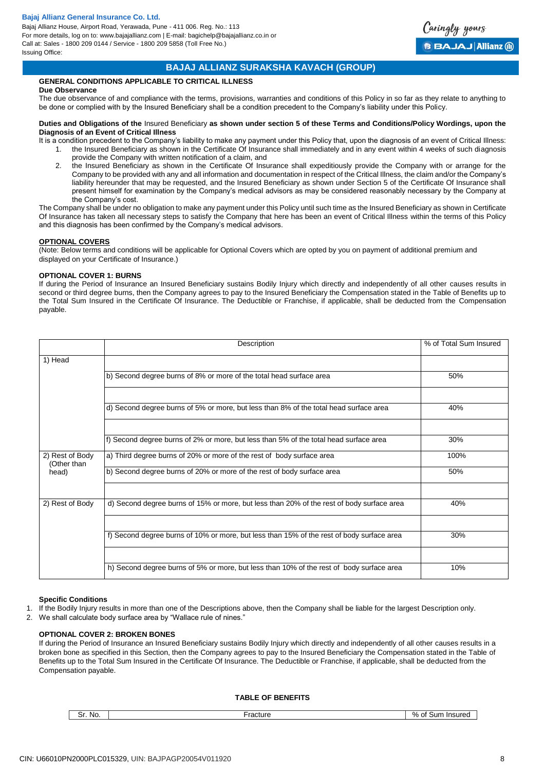## BAJAJ ALLIANZ SURAKSHA KAVACH (GROUP)

### GENERAL CONDITIONS APPLICABLE TO CRITICAL ILLNESS

**Due Observance**

The due observance of and compliance with the terms, provisions, warranties and conditions of this Policy in so far as they relate to anything to be done or complied with by the Insured Beneficiary shall be a condition precedent to the Company's liability under this Policy.

**Duties and Obligations of the** Insured Beneficiary **as shown under section 5 of these Terms and Conditions/Policy Wordings, upon the Diagnosis of an Event of Critical Illness**

It is a condition precedent to the Company's liability to make any payment under this Policy that, upon the diagnosis of an event of Critical Illness:

1. the Insured Beneficiary as shown in the Certificate Of Insurance shall immediately and in any event within 4 weeks of such diagnosis provide the Company with written notification of a claim, and
2. the Insured Beneficiary as shown in the Certificate Of Insurance shall expeditiously provide the Company with or arrange for the Company to be provided with any and all information and documentation in respect of the Critical Illness, the claim and/or the Company's liability hereunder that may be requested, and the Insured Beneficiary as shown under Section 5 of the Certificate Of Insurance shall present himself for examination by the Company's medical advisors as may be considered reasonably necessary by the Company at the Company's cost.

The Company shall be under no obligation to make any payment under this Policy until such time as the Insured Beneficiary as shown in Certificate Of Insurance has taken all necessary steps to satisfy the Company that here has been an event of Critical Illness within the terms of this Policy and this diagnosis has been confirmed by the Company's medical advisors.

### OPTIONAL COVERS

(Note: Below terms and conditions will be applicable for Optional Covers which are opted by you on payment of additional premium and displayed on your Certificate of Insurance.)

### OPTIONAL COVER 1: BURNS

If during the Period of Insurance an Insured Beneficiary sustains Bodily Injury which directly and independently of all other causes results in second or third degree burns, then the Company agrees to pay to the Insured Beneficiary the Compensation stated in the Table of Benefits up to the Total Sum Insured in the Certificate Of Insurance. The Deductible or Franchise, if applicable, shall be deducted from the Compensation payable.

| | Description | % of Total Sum Insured |
|---|---|---|
| 1) Head | | |
| | b) Second degree burns of 8% or more of the total head surface area | 50% |
| | | |
| | d) Second degree burns of 5% or more, but less than 8% of the total head surface area | 40% |
| | | |
| | f) Second degree burns of 2% or more, but less than 5% of the total head surface area | 30% |
| 2) Rest of Body (Other than head) | a) Third degree burns of 20% or more of the rest of body surface area | 100% |
| | b) Second degree burns of 20% or more of the rest of body surface area | 50% |
| | | |
| 2) Rest of Body | d) Second degree burns of 15% or more, but less than 20% of the rest of body surface area | 40% |
| | | |
| | f) Second degree burns of 10% or more, but less than 15% of the rest of body surface area | 30% |
| | | |
| | h) Second degree burns of 5% or more, but less than 10% of the rest of body surface area | 10% |

**Specific Conditions**

1. If the Bodily Injury results in more than one of the Descriptions above, then the Company shall be liable for the largest Description only.
2. We shall calculate body surface area by "Wallace rule of nines."

### OPTIONAL COVER 2: BROKEN BONES

If during the Period of Insurance an Insured Beneficiary sustains Bodily Injury which directly and independently of all other causes results in a broken bone as specified in this Section, then the Company agrees to pay to the Insured Beneficiary the Compensation stated in the Table of Benefits up to the Total Sum Insured in the Certificate Of Insurance. The Deductible or Franchise, if applicable, shall be deducted from the Compensation payable.

**TABLE OF BENEFITS**

| Sr. No. | Fracture | % of Sum Insured |
|---|---|---|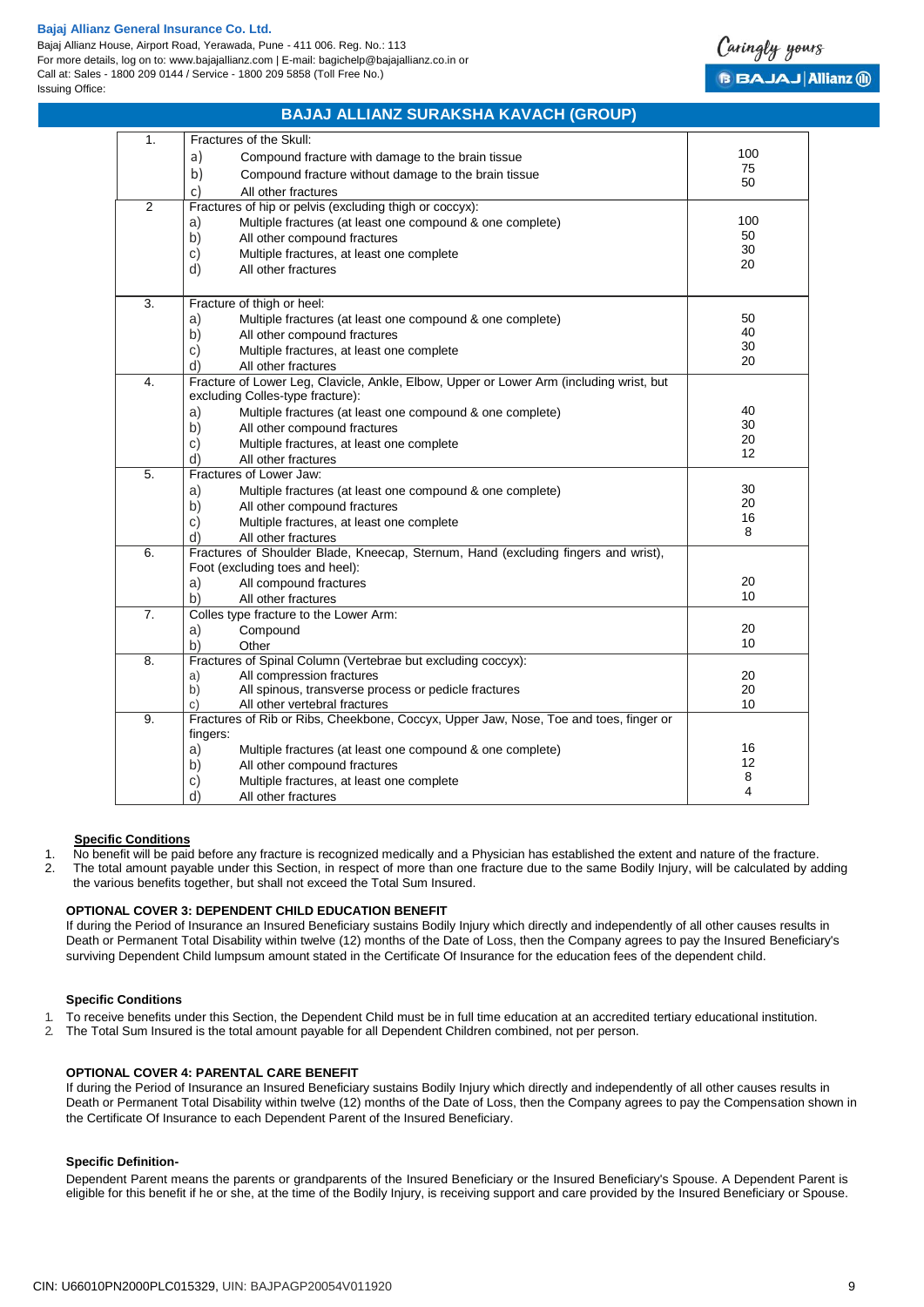## BAJAJ ALLIANZ SURAKSHA KAVACH (GROUP)

| | | |
|---|---|---|
| 1. | Fractures of the Skull:<br>a) Compound fracture with damage to the brain tissue<br>b) Compound fracture without damage to the brain tissue<br>c) All other fractures | 100<br>75<br>50 |
| 2 | Fractures of hip or pelvis (excluding thigh or coccyx):<br>a) Multiple fractures (at least one compound & one complete)<br>b) All other compound fractures<br>c) Multiple fractures, at least one complete<br>d) All other fractures | 100<br>50<br>30<br>20 |
| 3. | Fracture of thigh or heel:<br>a) Multiple fractures (at least one compound & one complete)<br>b) All other compound fractures<br>c) Multiple fractures, at least one complete<br>d) All other fractures | 50<br>40<br>30<br>20 |
| 4. | Fracture of Lower Leg, Clavicle, Ankle, Elbow, Upper or Lower Arm (including wrist, but excluding Colles-type fracture):<br>a) Multiple fractures (at least one compound & one complete)<br>b) All other compound fractures<br>c) Multiple fractures, at least one complete<br>d) All other fractures | 40<br>30<br>20<br>12 |
| 5. | Fractures of Lower Jaw:<br>a) Multiple fractures (at least one compound & one complete)<br>b) All other compound fractures<br>c) Multiple fractures, at least one complete<br>d) All other fractures | 30<br>20<br>16<br>8 |
| 6. | Fractures of Shoulder Blade, Kneecap, Sternum, Hand (excluding fingers and wrist), Foot (excluding toes and heel):<br>a) All compound fractures<br>b) All other fractures | 20<br>10 |
| 7. | Colles type fracture to the Lower Arm:<br>a) Compound<br>b) Other | 20<br>10 |
| 8. | Fractures of Spinal Column (Vertebrae but excluding coccyx):<br>a) All compression fractures<br>b) All spinous, transverse process or pedicle fractures<br>c) All other vertebral fractures | 20<br>20<br>10 |
| 9. | Fractures of Rib or Ribs, Cheekbone, Coccyx, Upper Jaw, Nose, Toe and toes, finger or fingers:<br>a) Multiple fractures (at least one compound & one complete)<br>b) All other compound fractures<br>c) Multiple fractures, at least one complete<br>d) All other fractures | 16<br>12<br>8<br>4 |

**Specific Conditions**

1. No benefit will be paid before any fracture is recognized medically and a Physician has established the extent and nature of the fracture.
2. The total amount payable under this Section, in respect of more than one fracture due to the same Bodily Injury, will be calculated by adding the various benefits together, but shall not exceed the Total Sum Insured.

**OPTIONAL COVER 3: DEPENDENT CHILD EDUCATION BENEFIT**

If during the Period of Insurance an Insured Beneficiary sustains Bodily Injury which directly and independently of all other causes results in Death or Permanent Total Disability within twelve (12) months of the Date of Loss, then the Company agrees to pay the Insured Beneficiary's surviving Dependent Child lumpsum amount stated in the Certificate Of Insurance for the education fees of the dependent child.

**Specific Conditions**

1. To receive benefits under this Section, the Dependent Child must be in full time education at an accredited tertiary educational institution.
2. The Total Sum Insured is the total amount payable for all Dependent Children combined, not per person.

**OPTIONAL COVER 4: PARENTAL CARE BENEFIT**

If during the Period of Insurance an Insured Beneficiary sustains Bodily Injury which directly and independently of all other causes results in Death or Permanent Total Disability within twelve (12) months of the Date of Loss, then the Company agrees to pay the Compensation shown in the Certificate Of Insurance to each Dependent Parent of the Insured Beneficiary.

**Specific Definition-**

Dependent Parent means the parents or grandparents of the Insured Beneficiary or the Insured Beneficiary's Spouse. A Dependent Parent is eligible for this benefit if he or she, at the time of the Bodily Injury, is receiving support and care provided by the Insured Beneficiary or Spouse.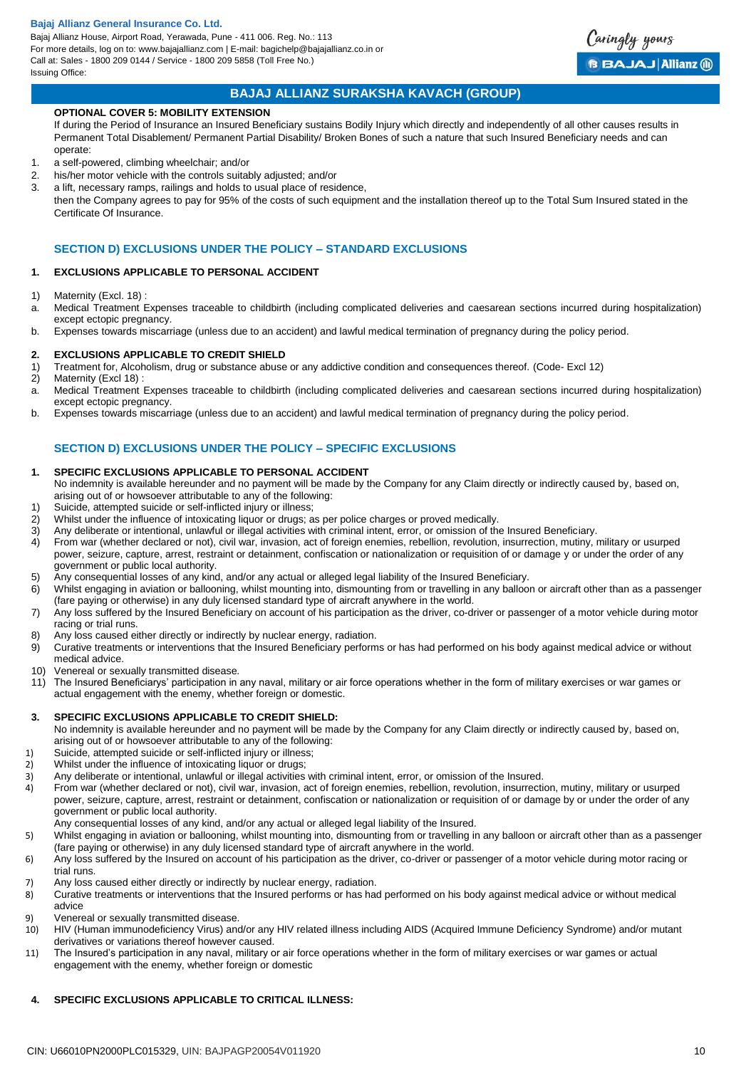## BAJAJ ALLIANZ SURAKSHA KAVACH (GROUP)

**OPTIONAL COVER 5: MOBILITY EXTENSION**

If during the Period of Insurance an Insured Beneficiary sustains Bodily Injury which directly and independently of all other causes results in Permanent Total Disablement/ Permanent Partial Disability/ Broken Bones of such a nature that such Insured Beneficiary needs and can operate:

1. a self-powered, climbing wheelchair; and/or
2. his/her motor vehicle with the controls suitably adjusted; and/or
3. a lift, necessary ramps, railings and holds to usual place of residence,

then the Company agrees to pay for 95% of the costs of such equipment and the installation thereof up to the Total Sum Insured stated in the Certificate Of Insurance.

### SECTION D) EXCLUSIONS UNDER THE POLICY – STANDARD EXCLUSIONS

**1. EXCLUSIONS APPLICABLE TO PERSONAL ACCIDENT**

1) Maternity (Excl. 18) :
   a. Medical Treatment Expenses traceable to childbirth (including complicated deliveries and caesarean sections incurred during hospitalization) except ectopic pregnancy.
   b. Expenses towards miscarriage (unless due to an accident) and lawful medical termination of pregnancy during the policy period.

**2. EXCLUSIONS APPLICABLE TO CREDIT SHIELD**

1) Treatment for, Alcoholism, drug or substance abuse or any addictive condition and consequences thereof. (Code- Excl 12)
2) Maternity (Excl 18) :
   a. Medical Treatment Expenses traceable to childbirth (including complicated deliveries and caesarean sections incurred during hospitalization) except ectopic pregnancy.
   b. Expenses towards miscarriage (unless due to an accident) and lawful medical termination of pregnancy during the policy period.

### SECTION D) EXCLUSIONS UNDER THE POLICY – SPECIFIC EXCLUSIONS

**1. SPECIFIC EXCLUSIONS APPLICABLE TO PERSONAL ACCIDENT**

No indemnity is available hereunder and no payment will be made by the Company for any Claim directly or indirectly caused by, based on, arising out of or howsoever attributable to any of the following:

1) Suicide, attempted suicide or self-inflicted injury or illness;
2) Whilst under the influence of intoxicating liquor or drugs; as per police charges or proved medically.
3) Any deliberate or intentional, unlawful or illegal activities with criminal intent, error, or omission of the Insured Beneficiary.
4) From war (whether declared or not), civil war, invasion, act of foreign enemies, rebellion, revolution, insurrection, mutiny, military or usurped power, seizure, capture, arrest, restraint or detainment, confiscation or nationalization or requisition of or damage y or under the order of any government or public local authority.
5) Any consequential losses of any kind, and/or any actual or alleged legal liability of the Insured Beneficiary.
6) Whilst engaging in aviation or ballooning, whilst mounting into, dismounting from or travelling in any balloon or aircraft other than as a passenger (fare paying or otherwise) in any duly licensed standard type of aircraft anywhere in the world.
7) Any loss suffered by the Insured Beneficiary on account of his participation as the driver, co-driver or passenger of a motor vehicle during motor racing or trial runs.
8) Any loss caused either directly or indirectly by nuclear energy, radiation.
9) Curative treatments or interventions that the Insured Beneficiary performs or has had performed on his body against medical advice or without medical advice.
10) Venereal or sexually transmitted disease.
11) The Insured Beneficiarys' participation in any naval, military or air force operations whether in the form of military exercises or war games or actual engagement with the enemy, whether foreign or domestic.

**3. SPECIFIC EXCLUSIONS APPLICABLE TO CREDIT SHIELD:**

No indemnity is available hereunder and no payment will be made by the Company for any Claim directly or indirectly caused by, based on, arising out of or howsoever attributable to any of the following:

1) Suicide, attempted suicide or self-inflicted injury or illness;
2) Whilst under the influence of intoxicating liquor or drugs;
3) Any deliberate or intentional, unlawful or illegal activities with criminal intent, error, or omission of the Insured.
4) From war (whether declared or not), civil war, invasion, act of foreign enemies, rebellion, revolution, insurrection, mutiny, military or usurped power, seizure, capture, arrest, restraint or detainment, confiscation or nationalization or requisition of or damage by or under the order of any government or public local authority.
   Any consequential losses of any kind, and/or any actual or alleged legal liability of the Insured.
5) Whilst engaging in aviation or ballooning, whilst mounting into, dismounting from or travelling in any balloon or aircraft other than as a passenger (fare paying or otherwise) in any duly licensed standard type of aircraft anywhere in the world.
6) Any loss suffered by the Insured on account of his participation as the driver, co-driver or passenger of a motor vehicle during motor racing or trial runs.
7) Any loss caused either directly or indirectly by nuclear energy, radiation.
8) Curative treatments or interventions that the Insured performs or has had performed on his body against medical advice or without medical advice
9) Venereal or sexually transmitted disease.
10) HIV (Human immunodeficiency Virus) and/or any HIV related illness including AIDS (Acquired Immune Deficiency Syndrome) and/or mutant derivatives or variations thereof however caused.
11) The Insured's participation in any naval, military or air force operations whether in the form of military exercises or war games or actual engagement with the enemy, whether foreign or domestic

**4. SPECIFIC EXCLUSIONS APPLICABLE TO CRITICAL ILLNESS:**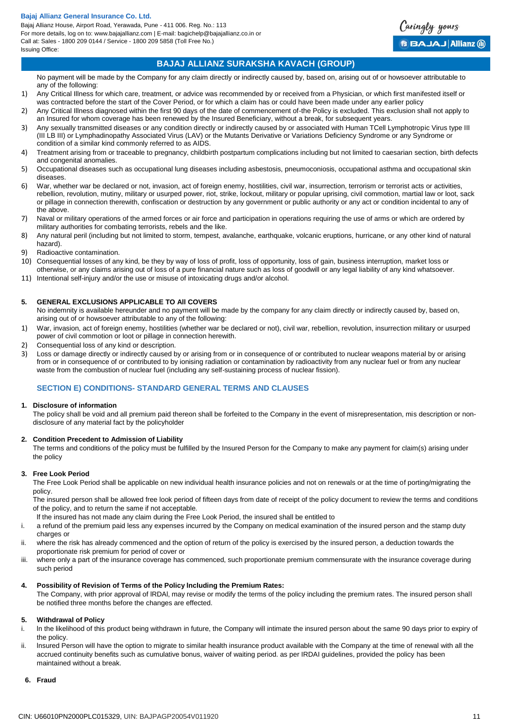No payment will be made by the Company for any claim directly or indirectly caused by, based on, arising out of or howsoever attributable to any of the following:

1) Any Critical Illness for which care, treatment, or advice was recommended by or received from a Physician, or which first manifested itself or was contracted before the start of the Cover Period, or for which a claim has or could have been made under any earlier policy
2) Any Critical Illness diagnosed within the first 90 days of the date of commencement of-the Policy is excluded. This exclusion shall not apply to an Insured for whom coverage has been renewed by the Insured Beneficiary, without a break, for subsequent years.
3) Any sexually transmitted diseases or any condition directly or indirectly caused by or associated with Human TCell Lymphotropic Virus type III (III LB III) or Lymphadinopathy Associated Virus (LAV) or the Mutants Derivative or Variations Deficiency Syndrome or any Syndrome or condition of a similar kind commonly referred to as AIDS.
4) Treatment arising from or traceable to pregnancy, childbirth postpartum complications including but not limited to caesarian section, birth defects and congenital anomalies.
5) Occupational diseases such as occupational lung diseases including asbestosis, pneumoconiosis, occupational asthma and occupational skin diseases.
6) War, whether war be declared or not, invasion, act of foreign enemy, hostilities, civil war, insurrection, terrorism or terrorist acts or activities, rebellion, revolution, mutiny, military or usurped power, riot, strike, lockout, military or popular uprising, civil commotion, martial law or loot, sack or pillage in connection therewith, confiscation or destruction by any government or public authority or any act or condition incidental to any of the above.
7) Naval or military operations of the armed forces or air force and participation in operations requiring the use of arms or which are ordered by military authorities for combating terrorists, rebels and the like.
8) Any natural peril (including but not limited to storm, tempest, avalanche, earthquake, volcanic eruptions, hurricane, or any other kind of natural hazard).
9) Radioactive contamination.
10) Consequential losses of any kind, be they by way of loss of profit, loss of opportunity, loss of gain, business interruption, market loss or otherwise, or any claims arising out of loss of a pure financial nature such as loss of goodwill or any legal liability of any kind whatsoever.
11) Intentional self-injury and/or the use or misuse of intoxicating drugs and/or alcohol.

### 5. GENERAL EXCLUSIONS APPLICABLE TO All COVERS

No indemnity is available hereunder and no payment will be made by the company for any claim directly or indirectly caused by, based on, arising out of or howsoever attributable to any of the following:

1) War, invasion, act of foreign enemy, hostilities (whether war be declared or not), civil war, rebellion, revolution, insurrection military or usurped power of civil commotion or loot or pillage in connection herewith.
2) Consequential loss of any kind or description.
3) Loss or damage directly or indirectly caused by or arising from or in consequence of or contributed to nuclear weapons material by or arising from or in consequence of or contributed to by ionising radiation or contamination by radioactivity from any nuclear fuel or from any nuclear waste from the combustion of nuclear fuel (including any self-sustaining process of nuclear fission).

## SECTION E) CONDITIONS- STANDARD GENERAL TERMS AND CLAUSES

### 1. Disclosure of information

The policy shall be void and all premium paid thereon shall be forfeited to the Company in the event of misrepresentation, mis description or non-disclosure of any material fact by the policyholder

### 2. Condition Precedent to Admission of Liability

The terms and conditions of the policy must be fulfilled by the Insured Person for the Company to make any payment for claim(s) arising under the policy

### 3. Free Look Period

The Free Look Period shall be applicable on new individual health insurance policies and not on renewals or at the time of porting/migrating the policy.

The insured person shall be allowed free look period of fifteen days from date of receipt of the policy document to review the terms and conditions of the policy, and to return the same if not acceptable.

If the insured has not made any claim during the Free Look Period, the insured shall be entitled to

i. a refund of the premium paid less any expenses incurred by the Company on medical examination of the insured person and the stamp duty charges or
ii. where the risk has already commenced and the option of return of the policy is exercised by the insured person, a deduction towards the proportionate risk premium for period of cover or
iii. where only a part of the insurance coverage has commenced, such proportionate premium commensurate with the insurance coverage during such period

### 4. Possibility of Revision of Terms of the Policy Including the Premium Rates:

The Company, with prior approval of IRDAI, may revise or modify the terms of the policy including the premium rates. The insured person shall be notified three months before the changes are effected.

### 5. Withdrawal of Policy

i. In the likelihood of this product being withdrawn in future, the Company will intimate the insured person about the same 90 days prior to expiry of the policy.
ii. Insured Person will have the option to migrate to similar health insurance product available with the Company at the time of renewal with all the accrued continuity benefits such as cumulative bonus, waiver of waiting period. as per IRDAI guidelines, provided the policy has been maintained without a break.

### 6. Fraud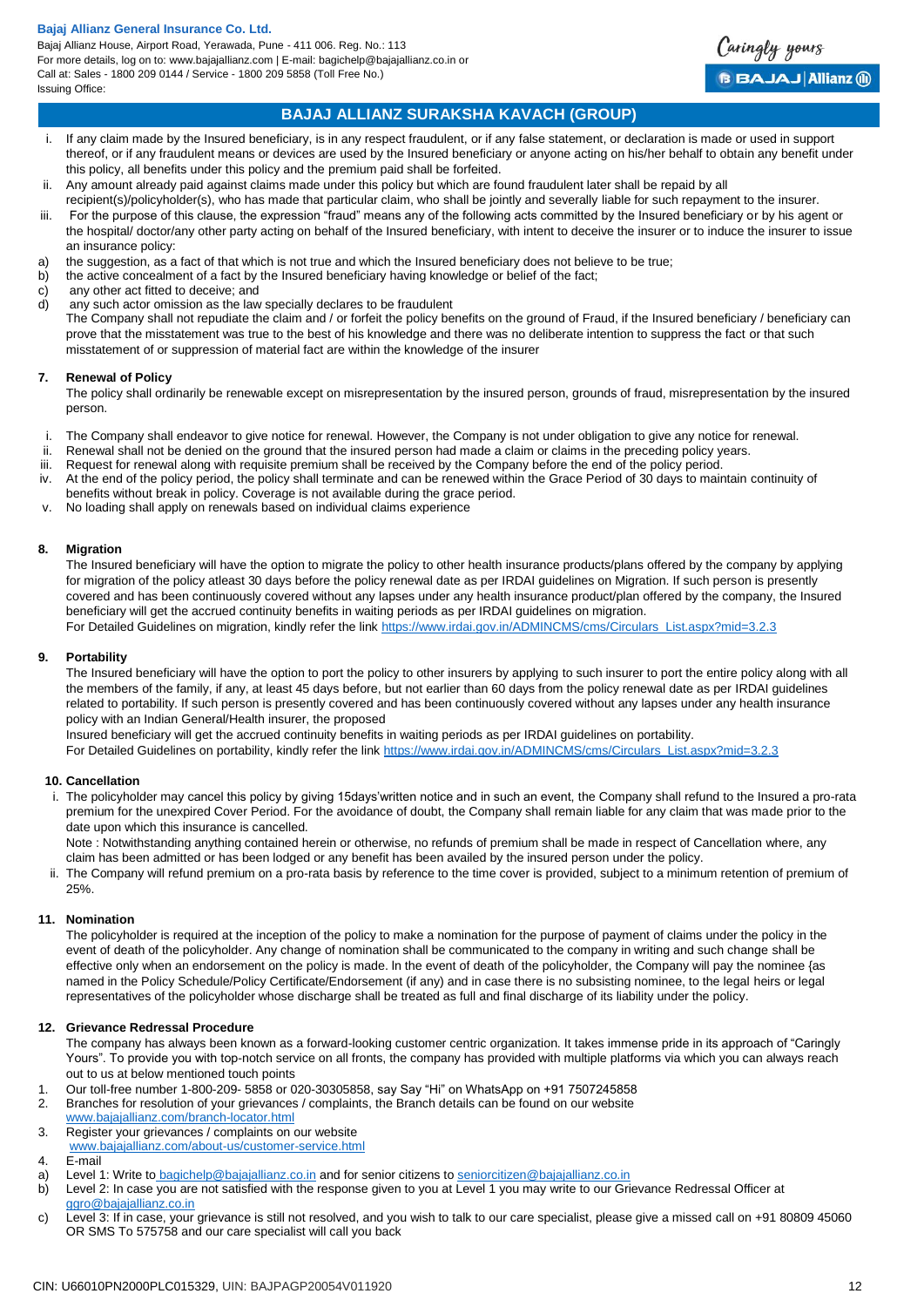i. If any claim made by the Insured beneficiary, is in any respect fraudulent, or if any false statement, or declaration is made or used in support thereof, or if any fraudulent means or devices are used by the Insured beneficiary or anyone acting on his/her behalf to obtain any benefit under this policy, all benefits under this policy and the premium paid shall be forfeited.

ii. Any amount already paid against claims made under this policy but which are found fraudulent later shall be repaid by all recipient(s)/policyholder(s), who has made that particular claim, who shall be jointly and severally liable for such repayment to the insurer.

iii. For the purpose of this clause, the expression "fraud" means any of the following acts committed by the Insured beneficiary or by his agent or the hospital/ doctor/any other party acting on behalf of the Insured beneficiary, with intent to deceive the insurer or to induce the insurer to issue an insurance policy:

a) the suggestion, as a fact of that which is not true and which the Insured beneficiary does not believe to be true;
b) the active concealment of a fact by the Insured beneficiary having knowledge or belief of the fact;
c) any other act fitted to deceive; and
d) any such actor omission as the law specially declares to be fraudulent

The Company shall not repudiate the claim and / or forfeit the policy benefits on the ground of Fraud, if the Insured beneficiary / beneficiary can prove that the misstatement was true to the best of his knowledge and there was no deliberate intention to suppress the fact or that such misstatement of or suppression of material fact are within the knowledge of the insurer

## 7. Renewal of Policy

The policy shall ordinarily be renewable except on misrepresentation by the insured person, grounds of fraud, misrepresentation by the insured person.

i. The Company shall endeavor to give notice for renewal. However, the Company is not under obligation to give any notice for renewal.
ii. Renewal shall not be denied on the ground that the insured person had made a claim or claims in the preceding policy years.
iii. Request for renewal along with requisite premium shall be received by the Company before the end of the policy period.
iv. At the end of the policy period, the policy shall terminate and can be renewed within the Grace Period of 30 days to maintain continuity of benefits without break in policy. Coverage is not available during the grace period.
v. No loading shall apply on renewals based on individual claims experience

## 8. Migration

The Insured beneficiary will have the option to migrate the policy to other health insurance products/plans offered by the company by applying for migration of the policy atleast 30 days before the policy renewal date as per IRDAI guidelines on Migration. If such person is presently covered and has been continuously covered without any lapses under any health insurance product/plan offered by the company, the Insured beneficiary will get the accrued continuity benefits in waiting periods as per IRDAI guidelines on migration.

For Detailed Guidelines on migration, kindly refer the link https://www.irdai.gov.in/ADMINCMS/cms/Circulars_List.aspx?mid=3.2.3

## 9. Portability

The Insured beneficiary will have the option to port the policy to other insurers by applying to such insurer to port the entire policy along with all the members of the family, if any, at least 45 days before, but not earlier than 60 days from the policy renewal date as per IRDAI guidelines related to portability. If such person is presently covered and has been continuously covered without any lapses under any health insurance policy with an Indian General/Health insurer, the proposed

Insured beneficiary will get the accrued continuity benefits in waiting periods as per IRDAI guidelines on portability.

For Detailed Guidelines on portability, kindly refer the link https://www.irdai.gov.in/ADMINCMS/cms/Circulars_List.aspx?mid=3.2.3

## 10. Cancellation

i. The policyholder may cancel this policy by giving 15days'written notice and in such an event, the Company shall refund to the Insured a pro-rata premium for the unexpired Cover Period. For the avoidance of doubt, the Company shall remain liable for any claim that was made prior to the date upon which this insurance is cancelled.

Note : Notwithstanding anything contained herein or otherwise, no refunds of premium shall be made in respect of Cancellation where, any claim has been admitted or has been lodged or any benefit has been availed by the insured person under the policy.

ii. The Company will refund premium on a pro-rata basis by reference to the time cover is provided, subject to a minimum retention of premium of 25%.

## 11. Nomination

The policyholder is required at the inception of the policy to make a nomination for the purpose of payment of claims under the policy in the event of death of the policyholder. Any change of nomination shall be communicated to the company in writing and such change shall be effective only when an endorsement on the policy is made. In the event of death of the policyholder, the Company will pay the nominee {as named in the Policy Schedule/Policy Certificate/Endorsement (if any) and in case there is no subsisting nominee, to the legal heirs or legal representatives of the policyholder whose discharge shall be treated as full and final discharge of its liability under the policy.

## 12. Grievance Redressal Procedure

The company has always been known as a forward-looking customer centric organization. It takes immense pride in its approach of "Caringly Yours". To provide you with top-notch service on all fronts, the company has provided with multiple platforms via which you can always reach out to us at below mentioned touch points

1. Our toll-free number 1-800-209- 5858 or 020-30305858, say Say "Hi" on WhatsApp on +91 7507245858
2. Branches for resolution of your grievances / complaints, the Branch details can be found on our website www.bajajallianz.com/branch-locator.html
3. Register your grievances / complaints on our website www.bajajallianz.com/about-us/customer-service.html
4. E-mail

a) Level 1: Write to bagichelp@bajajallianz.co.in and for senior citizens to seniorcitizen@bajajallianz.co.in
b) Level 2: In case you are not satisfied with the response given to you at Level 1 you may write to our Grievance Redressal Officer at ggro@bajajallianz.co.in
c) Level 3: If in case, your grievance is still not resolved, and you wish to talk to our care specialist, please give a missed call on +91 80809 45060 OR SMS To 575758 and our care specialist will call you back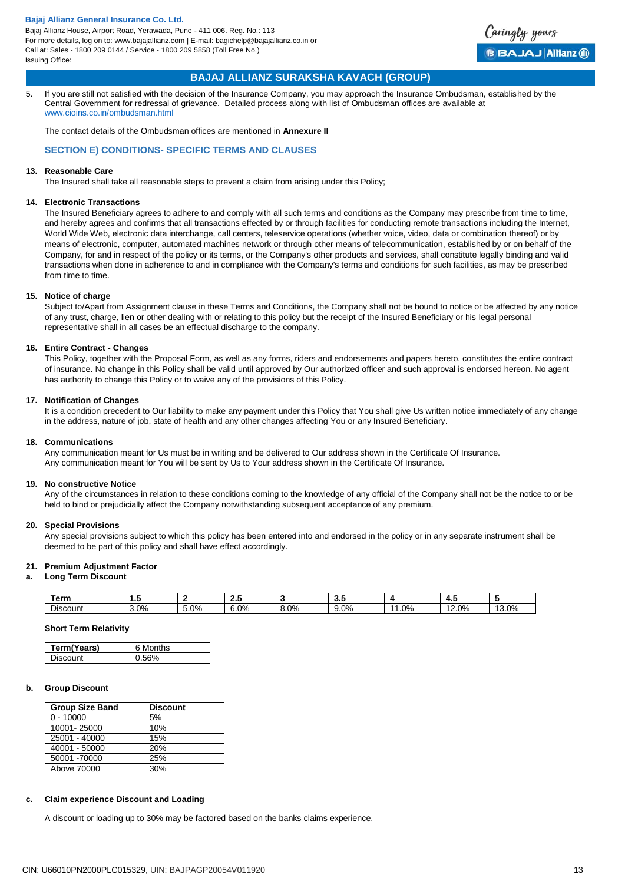## BAJAJ ALLIANZ SURAKSHA KAVACH (GROUP)

5. If you are still not satisfied with the decision of the Insurance Company, you may approach the Insurance Ombudsman, established by the Central Government for redressal of grievance. Detailed process along with list of Ombudsman offices are available at www.cioins.co.in/ombudsman.html

The contact details of the Ombudsman offices are mentioned in **Annexure II**

### SECTION E) CONDITIONS- SPECIFIC TERMS AND CLAUSES

**13. Reasonable Care**

The Insured shall take all reasonable steps to prevent a claim from arising under this Policy;

**14. Electronic Transactions**

The Insured Beneficiary agrees to adhere to and comply with all such terms and conditions as the Company may prescribe from time to time, and hereby agrees and confirms that all transactions effected by or through facilities for conducting remote transactions including the Internet, World Wide Web, electronic data interchange, call centers, teleservice operations (whether voice, video, data or combination thereof) or by means of electronic, computer, automated machines network or through other means of telecommunication, established by or on behalf of the Company, for and in respect of the policy or its terms, or the Company's other products and services, shall constitute legally binding and valid transactions when done in adherence to and in compliance with the Company's terms and conditions for such facilities, as may be prescribed from time to time.

**15. Notice of charge**

Subject to/Apart from Assignment clause in these Terms and Conditions, the Company shall not be bound to notice or be affected by any notice of any trust, charge, lien or other dealing with or relating to this policy but the receipt of the Insured Beneficiary or his legal personal representative shall in all cases be an effectual discharge to the company.

**16. Entire Contract - Changes**

This Policy, together with the Proposal Form, as well as any forms, riders and endorsements and papers hereto, constitutes the entire contract of insurance. No change in this Policy shall be valid until approved by Our authorized officer and such approval is endorsed hereon. No agent has authority to change this Policy or to waive any of the provisions of this Policy.

**17. Notification of Changes**

It is a condition precedent to Our liability to make any payment under this Policy that You shall give Us written notice immediately of any change in the address, nature of job, state of health and any other changes affecting You or any Insured Beneficiary.

**18. Communications**

Any communication meant for Us must be in writing and be delivered to Our address shown in the Certificate Of Insurance.
Any communication meant for You will be sent by Us to Your address shown in the Certificate Of Insurance.

**19. No constructive Notice**

Any of the circumstances in relation to these conditions coming to the knowledge of any official of the Company shall not be the notice to or be held to bind or prejudicially affect the Company notwithstanding subsequent acceptance of any premium.

**20. Special Provisions**

Any special provisions subject to which this policy has been entered into and endorsed in the policy or in any separate instrument shall be deemed to be part of this policy and shall have effect accordingly.

**21. Premium Adjustment Factor**

**a. Long Term Discount**

| Term | 1.5 | 2 | 2.5 | 3 | 3.5 | 4 | 4.5 | 5 |
|---|---|---|---|---|---|---|---|---|
| Discount | 3.0% | 5.0% | 6.0% | 8.0% | 9.0% | 11.0% | 12.0% | 13.0% |

**Short Term Relativity**

| Term(Years) | 6 Months |
|---|---|
| Discount | 0.56% |

**b. Group Discount**

| Group Size Band | Discount |
|---|---|
| 0 - 10000 | 5% |
| 10001- 25000 | 10% |
| 25001 - 40000 | 15% |
| 40001 - 50000 | 20% |
| 50001 -70000 | 25% |
| Above 70000 | 30% |

**c. Claim experience Discount and Loading**

A discount or loading up to 30% may be factored based on the banks claims experience.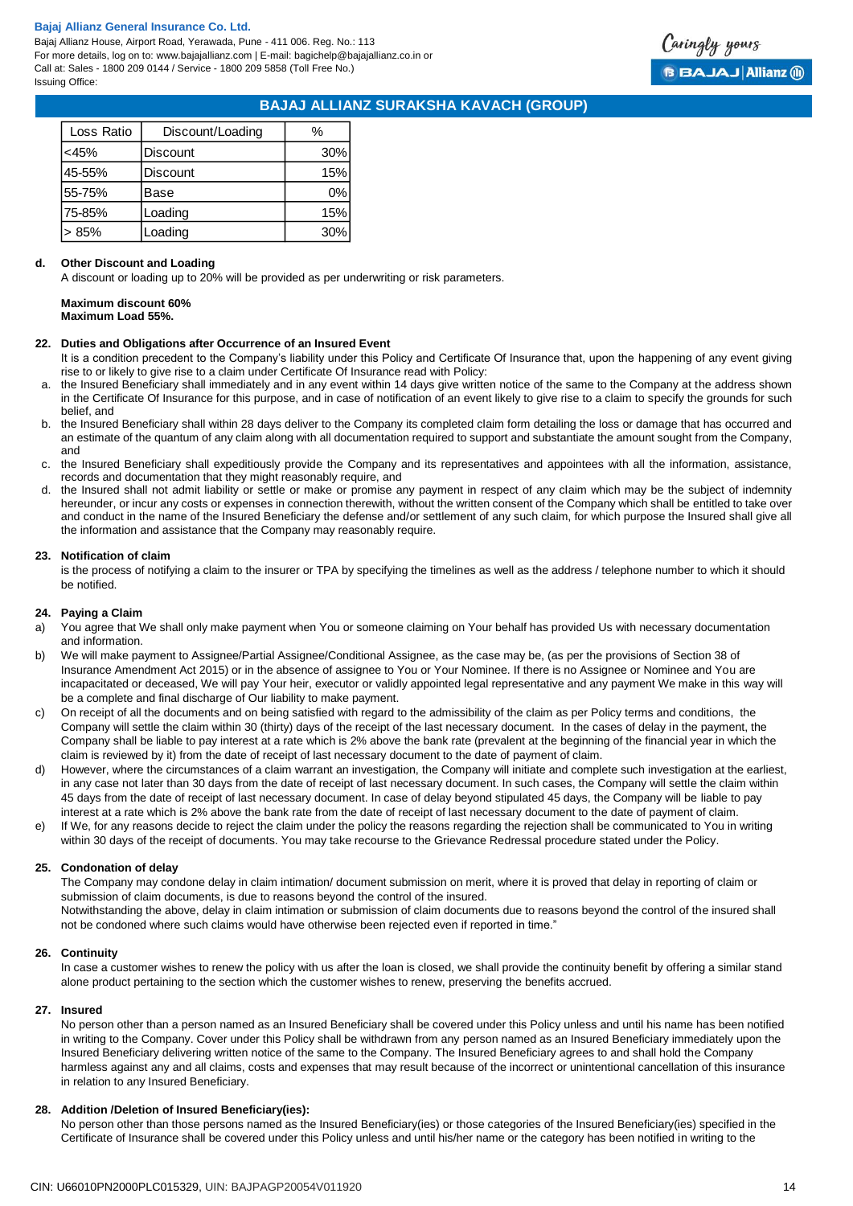| Loss Ratio | Discount/Loading | % |
|---|---|---|
| <45% | Discount | 30% |
| 45-55% | Discount | 15% |
| 55-75% | Base | 0% |
| 75-85% | Loading | 15% |
| > 85% | Loading | 30% |

**d. Other Discount and Loading**

A discount or loading up to 20% will be provided as per underwriting or risk parameters.

**Maximum discount 60%**
**Maximum Load 55%.**

### 22. Duties and Obligations after Occurrence of an Insured Event

It is a condition precedent to the Company's liability under this Policy and Certificate Of Insurance that, upon the happening of any event giving rise to or likely to give rise to a claim under Certificate Of Insurance read with Policy:

a. the Insured Beneficiary shall immediately and in any event within 14 days give written notice of the same to the Company at the address shown in the Certificate Of Insurance for this purpose, and in case of notification of an event likely to give rise to a claim to specify the grounds for such belief, and

b. the Insured Beneficiary shall within 28 days deliver to the Company its completed claim form detailing the loss or damage that has occurred and an estimate of the quantum of any claim along with all documentation required to support and substantiate the amount sought from the Company, and

c. the Insured Beneficiary shall expeditiously provide the Company and its representatives and appointees with all the information, assistance, records and documentation that they might reasonably require, and

d. the Insured shall not admit liability or settle or make or promise any payment in respect of any claim which may be the subject of indemnity hereunder, or incur any costs or expenses in connection therewith, without the written consent of the Company which shall be entitled to take over and conduct in the name of the Insured Beneficiary the defense and/or settlement of any such claim, for which purpose the Insured shall give all the information and assistance that the Company may reasonably require.

### 23. Notification of claim

is the process of notifying a claim to the insurer or TPA by specifying the timelines as well as the address / telephone number to which it should be notified.

### 24. Paying a Claim

a) You agree that We shall only make payment when You or someone claiming on Your behalf has provided Us with necessary documentation and information.

b) We will make payment to Assignee/Partial Assignee/Conditional Assignee, as the case may be, (as per the provisions of Section 38 of Insurance Amendment Act 2015) or in the absence of assignee to You or Your Nominee. If there is no Assignee or Nominee and You are incapacitated or deceased, We will pay Your heir, executor or validly appointed legal representative and any payment We make in this way will be a complete and final discharge of Our liability to make payment.

c) On receipt of all the documents and on being satisfied with regard to the admissibility of the claim as per Policy terms and conditions, the Company will settle the claim within 30 (thirty) days of the receipt of the last necessary document. In the cases of delay in the payment, the Company shall be liable to pay interest at a rate which is 2% above the bank rate (prevalent at the beginning of the financial year in which the claim is reviewed by it) from the date of receipt of last necessary document to the date of payment of claim.

d) However, where the circumstances of a claim warrant an investigation, the Company will initiate and complete such investigation at the earliest, in any case not later than 30 days from the date of receipt of last necessary document. In such cases, the Company will settle the claim within 45 days from the date of receipt of last necessary document. In case of delay beyond stipulated 45 days, the Company will be liable to pay interest at a rate which is 2% above the bank rate from the date of receipt of last necessary document to the date of payment of claim.

e) If We, for any reasons decide to reject the claim under the policy the reasons regarding the rejection shall be communicated to You in writing within 30 days of the receipt of documents. You may take recourse to the Grievance Redressal procedure stated under the Policy.

### 25. Condonation of delay

The Company may condone delay in claim intimation/ document submission on merit, where it is proved that delay in reporting of claim or submission of claim documents, is due to reasons beyond the control of the insured.

Notwithstanding the above, delay in claim intimation or submission of claim documents due to reasons beyond the control of the insured shall not be condoned where such claims would have otherwise been rejected even if reported in time."

### 26. Continuity

In case a customer wishes to renew the policy with us after the loan is closed, we shall provide the continuity benefit by offering a similar stand alone product pertaining to the section which the customer wishes to renew, preserving the benefits accrued.

### 27. Insured

No person other than a person named as an Insured Beneficiary shall be covered under this Policy unless and until his name has been notified in writing to the Company. Cover under this Policy shall be withdrawn from any person named as an Insured Beneficiary immediately upon the Insured Beneficiary delivering written notice of the same to the Company. The Insured Beneficiary agrees to and shall hold the Company harmless against any and all claims, costs and expenses that may result because of the incorrect or unintentional cancellation of this insurance in relation to any Insured Beneficiary.

### 28. Addition /Deletion of Insured Beneficiary(ies):

No person other than those persons named as the Insured Beneficiary(ies) or those categories of the Insured Beneficiary(ies) specified in the Certificate of Insurance shall be covered under this Policy unless and until his/her name or the category has been notified in writing to the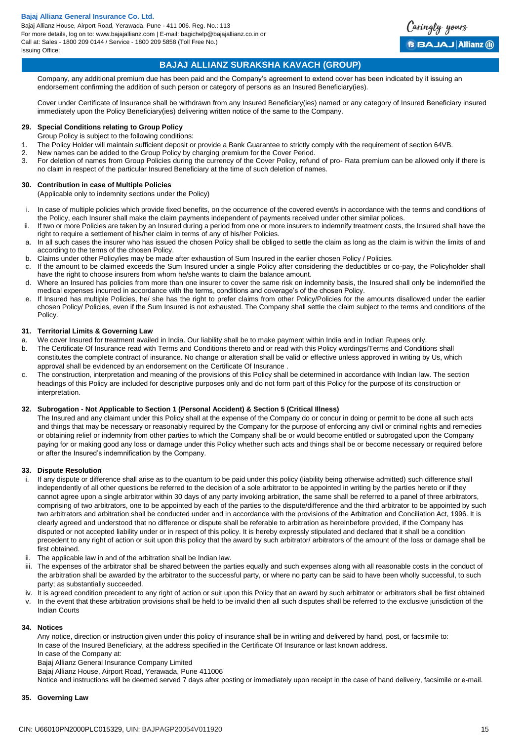Company, any additional premium due has been paid and the Company's agreement to extend cover has been indicated by it issuing an endorsement confirming the addition of such person or category of persons as an Insured Beneficiary(ies).

Cover under Certificate of Insurance shall be withdrawn from any Insured Beneficiary(ies) named or any category of Insured Beneficiary insured immediately upon the Policy Beneficiary(ies) delivering written notice of the same to the Company.

**29. Special Conditions relating to Group Policy**

Group Policy is subject to the following conditions:

1. The Policy Holder will maintain sufficient deposit or provide a Bank Guarantee to strictly comply with the requirement of section 64VB.
2. New names can be added to the Group Policy by charging premium for the Cover Period.
3. For deletion of names from Group Policies during the currency of the Cover Policy, refund of pro- Rata premium can be allowed only if there is no claim in respect of the particular Insured Beneficiary at the time of such deletion of names.

**30. Contribution in case of Multiple Policies**

(Applicable only to indemnity sections under the Policy)

i. In case of multiple policies which provide fixed benefits, on the occurrence of the covered event/s in accordance with the terms and conditions of the Policy, each Insurer shall make the claim payments independent of payments received under other similar polices.
ii. If two or more Policies are taken by an Insured during a period from one or more insurers to indemnify treatment costs, the Insured shall have the right to require a settlement of his/her claim in terms of any of his/her Policies.

a. In all such cases the insurer who has issued the chosen Policy shall be obliged to settle the claim as long as the claim is within the limits of and according to the terms of the chosen Policy.
b. Claims under other Policy/ies may be made after exhaustion of Sum Insured in the earlier chosen Policy / Policies.
c. If the amount to be claimed exceeds the Sum Insured under a single Policy after considering the deductibles or co-pay, the Policyholder shall have the right to choose insurers from whom he/she wants to claim the balance amount.
d. Where an Insured has policies from more than one insurer to cover the same risk on indemnity basis, the Insured shall only be indemnified the medical expenses incurred in accordance with the terms, conditions and coverage's of the chosen Policy.
e. If Insured has multiple Policies, he/ she has the right to prefer claims from other Policy/Policies for the amounts disallowed under the earlier chosen Policy/ Policies, even if the Sum Insured is not exhausted. The Company shall settle the claim subject to the terms and conditions of the Policy.

**31. Territorial Limits & Governing Law**

a. We cover Insured for treatment availed in India. Our liability shall be to make payment within India and in Indian Rupees only.
b. The Certificate Of Insurance read with Terms and Conditions thereto and or read with this Policy wordings/Terms and Conditions shall constitutes the complete contract of insurance. No change or alteration shall be valid or effective unless approved in writing by Us, which approval shall be evidenced by an endorsement on the Certificate Of Insurance .
c. The construction, interpretation and meaning of the provisions of this Policy shall be determined in accordance with Indian law. The section headings of this Policy are included for descriptive purposes only and do not form part of this Policy for the purpose of its construction or interpretation.

**32. Subrogation - Not Applicable to Section 1 (Personal Accident) & Section 5 (Critical Illness)**

The Insured and any claimant under this Policy shall at the expense of the Company do or concur in doing or permit to be done all such acts and things that may be necessary or reasonably required by the Company for the purpose of enforcing any civil or criminal rights and remedies or obtaining relief or indemnity from other parties to which the Company shall be or would become entitled or subrogated upon the Company paying for or making good any loss or damage under this Policy whether such acts and things shall be or become necessary or required before or after the Insured's indemnification by the Company.

**33. Dispute Resolution**

i. If any dispute or difference shall arise as to the quantum to be paid under this policy (liability being otherwise admitted) such difference shall independently of all other questions be referred to the decision of a sole arbitrator to be appointed in writing by the parties hereto or if they cannot agree upon a single arbitrator within 30 days of any party invoking arbitration, the same shall be referred to a panel of three arbitrators, comprising of two arbitrators, one to be appointed by each of the parties to the dispute/difference and the third arbitrator to be appointed by such two arbitrators and arbitration shall be conducted under and in accordance with the provisions of the Arbitration and Conciliation Act, 1996. It is clearly agreed and understood that no difference or dispute shall be referable to arbitration as hereinbefore provided, if the Company has disputed or not accepted liability under or in respect of this policy. It is hereby expressly stipulated and declared that it shall be a condition precedent to any right of action or suit upon this policy that the award by such arbitrator/ arbitrators of the amount of the loss or damage shall be first obtained.
ii. The applicable law in and of the arbitration shall be Indian law.
iii. The expenses of the arbitrator shall be shared between the parties equally and such expenses along with all reasonable costs in the conduct of the arbitration shall be awarded by the arbitrator to the successful party, or where no party can be said to have been wholly successful, to such party; as substantially succeeded.
iv. It is agreed condition precedent to any right of action or suit upon this Policy that an award by such arbitrator or arbitrators shall be first obtained
v. In the event that these arbitration provisions shall be held to be invalid then all such disputes shall be referred to the exclusive jurisdiction of the Indian Courts

**34. Notices**

Any notice, direction or instruction given under this policy of insurance shall be in writing and delivered by hand, post, or facsimile to:

In case of the Insured Beneficiary, at the address specified in the Certificate Of Insurance or last known address.

In case of the Company at:

Bajaj Allianz General Insurance Company Limited

Bajaj Allianz House, Airport Road, Yerawada, Pune 411006

Notice and instructions will be deemed served 7 days after posting or immediately upon receipt in the case of hand delivery, facsimile or e-mail.

**35. Governing Law**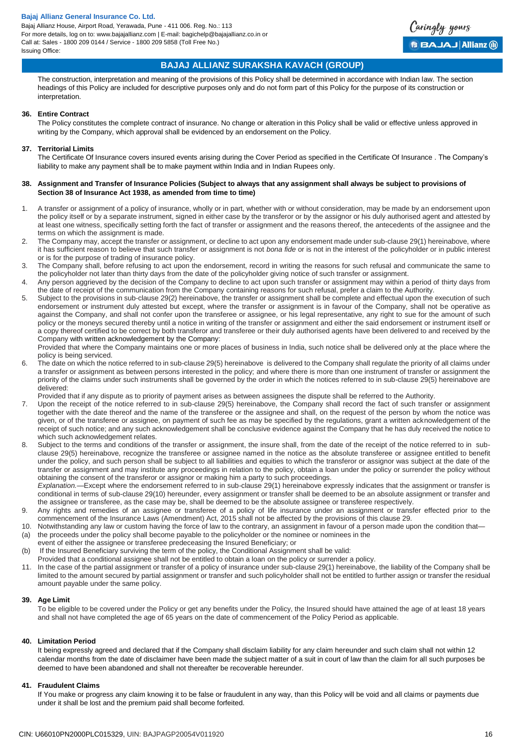The construction, interpretation and meaning of the provisions of this Policy shall be determined in accordance with Indian law. The section headings of this Policy are included for descriptive purposes only and do not form part of this Policy for the purpose of its construction or interpretation.

### 36. Entire Contract

The Policy constitutes the complete contract of insurance. No change or alteration in this Policy shall be valid or effective unless approved in writing by the Company, which approval shall be evidenced by an endorsement on the Policy.

### 37. Territorial Limits

The Certificate Of Insurance covers insured events arising during the Cover Period as specified in the Certificate Of Insurance . The Company's liability to make any payment shall be to make payment within India and in Indian Rupees only.

### 38. Assignment and Transfer of Insurance Policies (Subject to always that any assignment shall always be subject to provisions of Section 38 of Insurance Act 1938, as amended from time to time)

1. A transfer or assignment of a policy of insurance, wholly or in part, whether with or without consideration, may be made by an endorsement upon the policy itself or by a separate instrument, signed in either case by the transferor or by the assignor or his duly authorised agent and attested by at least one witness, specifically setting forth the fact of transfer or assignment and the reasons thereof, the antecedents of the assignee and the terms on which the assignment is made.
2. The Company may, accept the transfer or assignment, or decline to act upon any endorsement made under sub-clause 29(1) hereinabove, where it has sufficient reason to believe that such transfer or assignment is not *bona fide* or is not in the interest of the policyholder or in public interest or is for the purpose of trading of insurance policy.
3. The Company shall, before refusing to act upon the endorsement, record in writing the reasons for such refusal and communicate the same to the policyholder not later than thirty days from the date of the policyholder giving notice of such transfer or assignment.
4. Any person aggrieved by the decision of the Company to decline to act upon such transfer or assignment may within a period of thirty days from the date of receipt of the communication from the Company containing reasons for such refusal, prefer a claim to the Authority.
5. Subject to the provisions in sub-clause 29(2) hereinabove, the transfer or assignment shall be complete and effectual upon the execution of such endorsement or instrument duly attested but except, where the transfer or assignment is in favour of the Company, shall not be operative as against the Company, and shall not confer upon the transferee or assignee, or his legal representative, any right to sue for the amount of such policy or the moneys secured thereby until a notice in writing of the transfer or assignment and either the said endorsement or instrument itself or a copy thereof certified to be correct by both transferor and transferee or their duly authorised agents have been delivered to and received by the Company with written acknowledgement by the Company:
   Provided that where the Company maintains one or more places of business in India, such notice shall be delivered only at the place where the policy is being serviced.
6. The date on which the notice referred to in sub-clause 29(5) hereinabove is delivered to the Company shall regulate the priority of all claims under a transfer or assignment as between persons interested in the policy; and where there is more than one instrument of transfer or assignment the priority of the claims under such instruments shall be governed by the order in which the notices referred to in sub-clause 29(5) hereinabove are delivered:
   Provided that if any dispute as to priority of payment arises as between assignees the dispute shall be referred to the Authority.
7. Upon the receipt of the notice referred to in sub-clause 29(5) hereinabove, the Company shall record the fact of such transfer or assignment together with the date thereof and the name of the transferee or the assignee and shall, on the request of the person by whom the notice was given, or of the transferee or assignee, on payment of such fee as may be specified by the regulations, grant a written acknowledgement of the receipt of such notice; and any such acknowledgement shall be conclusive evidence against the Company that he has duly received the notice to which such acknowledgement relates.
8. Subject to the terms and conditions of the transfer or assignment, the insure shall, from the date of the receipt of the notice referred to in sub-clause 29(5) hereinabove, recognize the transferee or assignee named in the notice as the absolute transferee or assignee entitled to benefit under the policy, and such person shall be subject to all liabilities and equities to which the transferor or assignor was subject at the date of the transfer or assignment and may institute any proceedings in relation to the policy, obtain a loan under the policy or surrender the policy without obtaining the consent of the transferor or assignor or making him a party to such proceedings.
   *Explanation.*—Except where the endorsement referred to in sub-clause 29(1) hereinabove expressly indicates that the assignment or transfer is conditional in terms of sub-clause 29(10) hereunder, every assignment or transfer shall be deemed to be an absolute assignment or transfer and the assignee or transferee, as the case may be, shall be deemed to be the absolute assignee or transferee respectively.
9. Any rights and remedies of an assignee or transferee of a policy of life insurance under an assignment or transfer effected prior to the commencement of the Insurance Laws (Amendment) Act, 2015 shall not be affected by the provisions of this clause 29.
10. Notwithstanding any law or custom having the force of law to the contrary, an assignment in favour of a person made upon the condition that—
   (a) the proceeds under the policy shall become payable to the policyholder or the nominee or nominees in the event of either the assignee or transferee predeceasing the Insured Beneficiary; or
   (b) If the Insured Beneficiary surviving the term of the policy, the Conditional Assignment shall be valid:
   Provided that a conditional assignee shall not be entitled to obtain a loan on the policy or surrender a policy.
11. In the case of the partial assignment or transfer of a policy of insurance under sub-clause 29(1) hereinabove, the liability of the Company shall be limited to the amount secured by partial assignment or transfer and such policyholder shall not be entitled to further assign or transfer the residual amount payable under the same policy.

### 39. Age Limit

To be eligible to be covered under the Policy or get any benefits under the Policy, the Insured should have attained the age of at least 18 years and shall not have completed the age of 65 years on the date of commencement of the Policy Period as applicable.

### 40. Limitation Period

It being expressly agreed and declared that if the Company shall disclaim liability for any claim hereunder and such claim shall not within 12 calendar months from the date of disclaimer have been made the subject matter of a suit in court of law than the claim for all such purposes be deemed to have been abandoned and shall not thereafter be recoverable hereunder.

### 41. Fraudulent Claims

If You make or progress any claim knowing it to be false or fraudulent in any way, than this Policy will be void and all claims or payments due under it shall be lost and the premium paid shall become forfeited.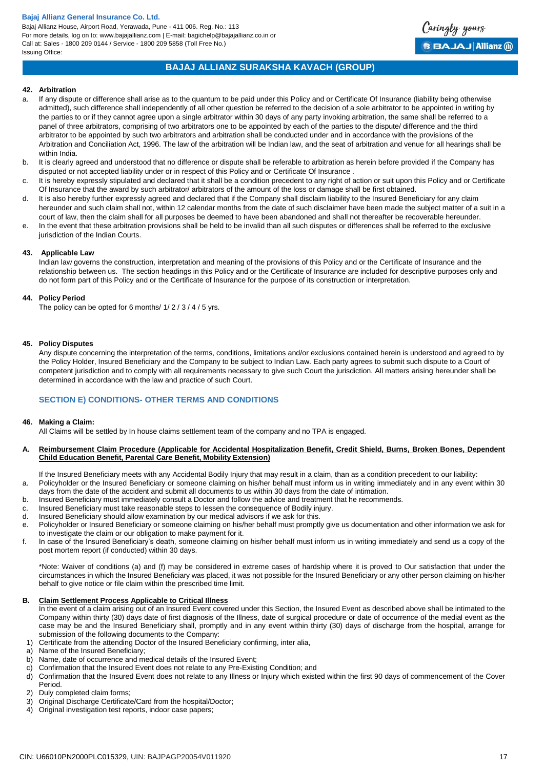**42. Arbitration**

a. If any dispute or difference shall arise as to the quantum to be paid under this Policy and or Certificate Of Insurance (liability being otherwise admitted), such difference shall independently of all other question be referred to the decision of a sole arbitrator to be appointed in writing by the parties to or if they cannot agree upon a single arbitrator within 30 days of any party invoking arbitration, the same shall be referred to a panel of three arbitrators, comprising of two arbitrators one to be appointed by each of the parties to the dispute/ difference and the third arbitrator to be appointed by such two arbitrators and arbitration shall be conducted under and in accordance with the provisions of the Arbitration and Conciliation Act, 1996. The law of the arbitration will be Indian law, and the seat of arbitration and venue for all hearings shall be within India.

b. It is clearly agreed and understood that no difference or dispute shall be referable to arbitration as herein before provided if the Company has disputed or not accepted liability under or in respect of this Policy and or Certificate Of Insurance .

c. It is hereby expressly stipulated and declared that it shall be a condition precedent to any right of action or suit upon this Policy and or Certificate Of Insurance that the award by such arbitrator/ arbitrators of the amount of the loss or damage shall be first obtained.

d. It is also hereby further expressly agreed and declared that if the Company shall disclaim liability to the Insured Beneficiary for any claim hereunder and such claim shall not, within 12 calendar months from the date of such disclaimer have been made the subject matter of a suit in a court of law, then the claim shall for all purposes be deemed to have been abandoned and shall not thereafter be recoverable hereunder.

e. In the event that these arbitration provisions shall be held to be invalid than all such disputes or differences shall be referred to the exclusive jurisdiction of the Indian Courts.

**43. Applicable Law**

Indian law governs the construction, interpretation and meaning of the provisions of this Policy and or the Certificate of Insurance and the relationship between us. The section headings in this Policy and or the Certificate of Insurance are included for descriptive purposes only and do not form part of this Policy and or the Certificate of Insurance for the purpose of its construction or interpretation.

**44. Policy Period**

The policy can be opted for 6 months/ 1/ 2 / 3 / 4 / 5 yrs.

**45. Policy Disputes**

Any dispute concerning the interpretation of the terms, conditions, limitations and/or exclusions contained herein is understood and agreed to by the Policy Holder, Insured Beneficiary and the Company to be subject to Indian Law. Each party agrees to submit such dispute to a Court of competent jurisdiction and to comply with all requirements necessary to give such Court the jurisdiction. All matters arising hereunder shall be determined in accordance with the law and practice of such Court.

## SECTION E) CONDITIONS- OTHER TERMS AND CONDITIONS

**46. Making a Claim:**

All Claims will be settled by In house claims settlement team of the company and no TPA is engaged.

**A. Reimbursement Claim Procedure (Applicable for Accidental Hospitalization Benefit, Credit Shield, Burns, Broken Bones, Dependent Child Education Benefit, Parental Care Benefit, Mobility Extension)**

If the Insured Beneficiary meets with any Accidental Bodily Injury that may result in a claim, than as a condition precedent to our liability:

a. Policyholder or the Insured Beneficiary or someone claiming on his/her behalf must inform us in writing immediately and in any event within 30 days from the date of the accident and submit all documents to us within 30 days from the date of intimation.
b. Insured Beneficiary must immediately consult a Doctor and follow the advice and treatment that he recommends.
c. Insured Beneficiary must take reasonable steps to lessen the consequence of Bodily injury.
d. Insured Beneficiary should allow examination by our medical advisors if we ask for this.
e. Policyholder or Insured Beneficiary or someone claiming on his/her behalf must promptly give us documentation and other information we ask for to investigate the claim or our obligation to make payment for it.
f. In case of the Insured Beneficiary's death, someone claiming on his/her behalf must inform us in writing immediately and send us a copy of the post mortem report (if conducted) within 30 days.

*Note: Waiver of conditions (a) and (f) may be considered in extreme cases of hardship where it is proved to Our satisfaction that under the circumstances in which the Insured Beneficiary was placed, it was not possible for the Insured Beneficiary or any other person claiming on his/her behalf to give notice or file claim within the prescribed time limit.

**B. Claim Settlement Process Applicable to Critical Illness**

In the event of a claim arising out of an Insured Event covered under this Section, the Insured Event as described above shall be intimated to the Company within thirty (30) days date of first diagnosis of the Illness, date of surgical procedure or date of occurrence of the medial event as the case may be and the Insured Beneficiary shall, promptly and in any event within thirty (30) days of discharge from the hospital, arrange for submission of the following documents to the Company:

1) Certificate from the attending Doctor of the Insured Beneficiary confirming, inter alia,
   a) Name of the Insured Beneficiary;
   b) Name, date of occurrence and medical details of the Insured Event;
   c) Confirmation that the Insured Event does not relate to any Pre-Existing Condition; and
   d) Confirmation that the Insured Event does not relate to any Illness or Injury which existed within the first 90 days of commencement of the Cover Period.
2) Duly completed claim forms;
3) Original Discharge Certificate/Card from the hospital/Doctor;
4) Original investigation test reports, indoor case papers;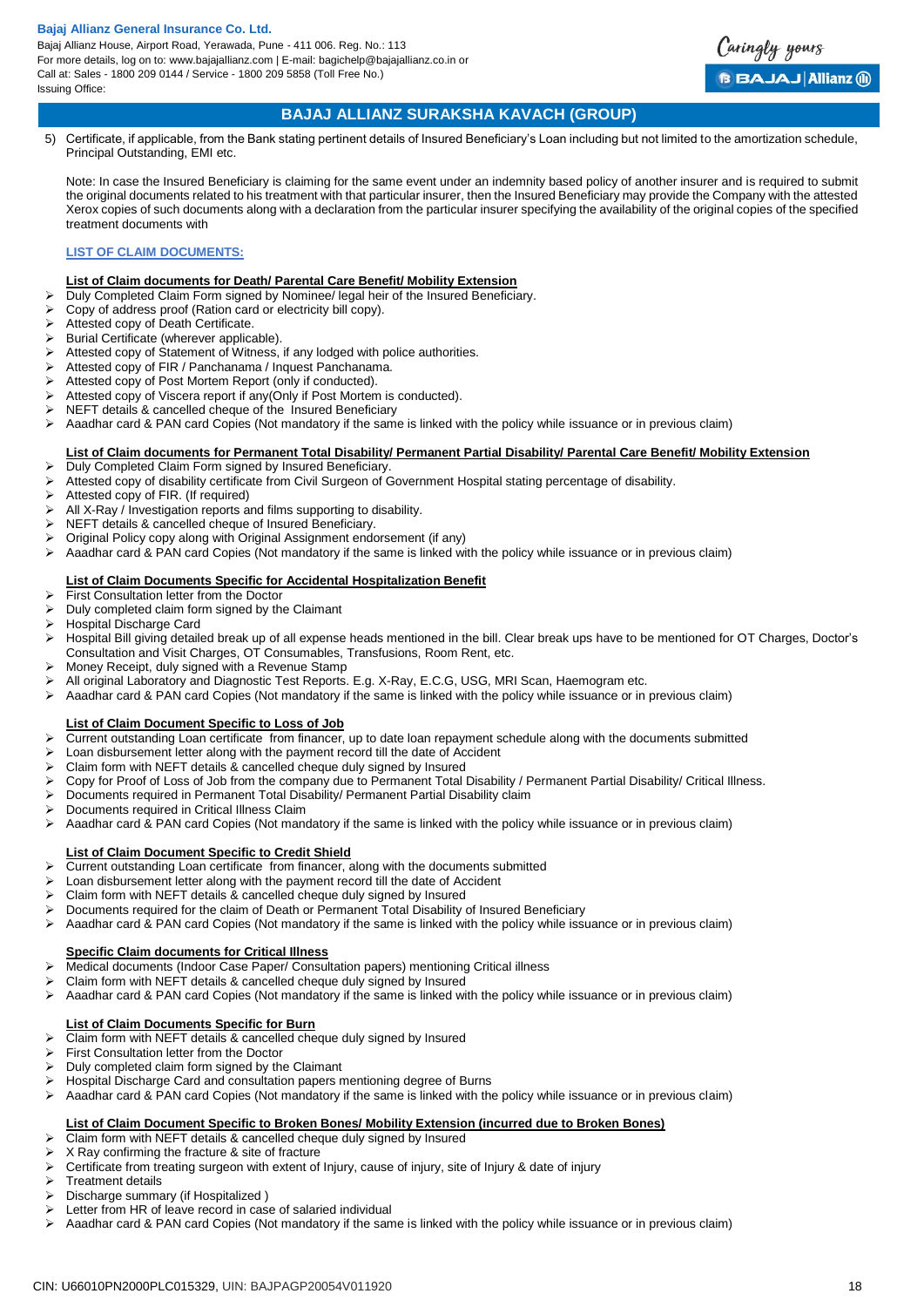5) Certificate, if applicable, from the Bank stating pertinent details of Insured Beneficiary's Loan including but not limited to the amortization schedule, Principal Outstanding, EMI etc.

Note: In case the Insured Beneficiary is claiming for the same event under an indemnity based policy of another insurer and is required to submit the original documents related to his treatment with that particular insurer, then the Insured Beneficiary may provide the Company with the attested Xerox copies of such documents along with a declaration from the particular insurer specifying the availability of the original copies of the specified treatment documents with

**LIST OF CLAIM DOCUMENTS:**

**List of Claim documents for Death/ Parental Care Benefit/ Mobility Extension**

- Duly Completed Claim Form signed by Nominee/ legal heir of the Insured Beneficiary.
- Copy of address proof (Ration card or electricity bill copy).
- Attested copy of Death Certificate.
- Burial Certificate (wherever applicable).
- Attested copy of Statement of Witness, if any lodged with police authorities.
- Attested copy of FIR / Panchanama / Inquest Panchanama.
- Attested copy of Post Mortem Report (only if conducted).
- Attested copy of Viscera report if any(Only if Post Mortem is conducted).
- NEFT details & cancelled cheque of the Insured Beneficiary
- Aaadhar card & PAN card Copies (Not mandatory if the same is linked with the policy while issuance or in previous claim)

**List of Claim documents for Permanent Total Disability/ Permanent Partial Disability/ Parental Care Benefit/ Mobility Extension**

- Duly Completed Claim Form signed by Insured Beneficiary.
- Attested copy of disability certificate from Civil Surgeon of Government Hospital stating percentage of disability.
- Attested copy of FIR. (If required)
- All X-Ray / Investigation reports and films supporting to disability.
- NEFT details & cancelled cheque of Insured Beneficiary.
- Original Policy copy along with Original Assignment endorsement (if any)
- Aaadhar card & PAN card Copies (Not mandatory if the same is linked with the policy while issuance or in previous claim)

**List of Claim Documents Specific for Accidental Hospitalization Benefit**

- First Consultation letter from the Doctor
- Duly completed claim form signed by the Claimant
- Hospital Discharge Card
- Hospital Bill giving detailed break up of all expense heads mentioned in the bill. Clear break ups have to be mentioned for OT Charges, Doctor's Consultation and Visit Charges, OT Consumables, Transfusions, Room Rent, etc.
- Money Receipt, duly signed with a Revenue Stamp
- All original Laboratory and Diagnostic Test Reports. E.g. X-Ray, E.C.G, USG, MRI Scan, Haemogram etc.
- Aaadhar card & PAN card Copies (Not mandatory if the same is linked with the policy while issuance or in previous claim)

**List of Claim Document Specific to Loss of Job**

- Current outstanding Loan certificate from financer, up to date loan repayment schedule along with the documents submitted
- Loan disbursement letter along with the payment record till the date of Accident
- Claim form with NEFT details & cancelled cheque duly signed by Insured
- Copy for Proof of Loss of Job from the company due to Permanent Total Disability / Permanent Partial Disability/ Critical Illness.
- Documents required in Permanent Total Disability/ Permanent Partial Disability claim
- Documents required in Critical Illness Claim
- Aaadhar card & PAN card Copies (Not mandatory if the same is linked with the policy while issuance or in previous claim)

**List of Claim Document Specific to Credit Shield**

- Current outstanding Loan certificate from financer, along with the documents submitted
- Loan disbursement letter along with the payment record till the date of Accident
- Claim form with NEFT details & cancelled cheque duly signed by Insured
- Documents required for the claim of Death or Permanent Total Disability of Insured Beneficiary
- Aaadhar card & PAN card Copies (Not mandatory if the same is linked with the policy while issuance or in previous claim)

**Specific Claim documents for Critical Illness**

- Medical documents (Indoor Case Paper/ Consultation papers) mentioning Critical illness
- Claim form with NEFT details & cancelled cheque duly signed by Insured
- Aaadhar card & PAN card Copies (Not mandatory if the same is linked with the policy while issuance or in previous claim)

**List of Claim Documents Specific for Burn**

- Claim form with NEFT details & cancelled cheque duly signed by Insured
- First Consultation letter from the Doctor
- Duly completed claim form signed by the Claimant
- Hospital Discharge Card and consultation papers mentioning degree of Burns
- Aaadhar card & PAN card Copies (Not mandatory if the same is linked with the policy while issuance or in previous claim)

**List of Claim Document Specific to Broken Bones/ Mobility Extension (incurred due to Broken Bones)**

- Claim form with NEFT details & cancelled cheque duly signed by Insured
- X Ray confirming the fracture & site of fracture
- Certificate from treating surgeon with extent of Injury, cause of injury, site of Injury & date of injury
- Treatment details
- Discharge summary (if Hospitalized )
- Letter from HR of leave record in case of salaried individual
- Aaadhar card & PAN card Copies (Not mandatory if the same is linked with the policy while issuance or in previous claim)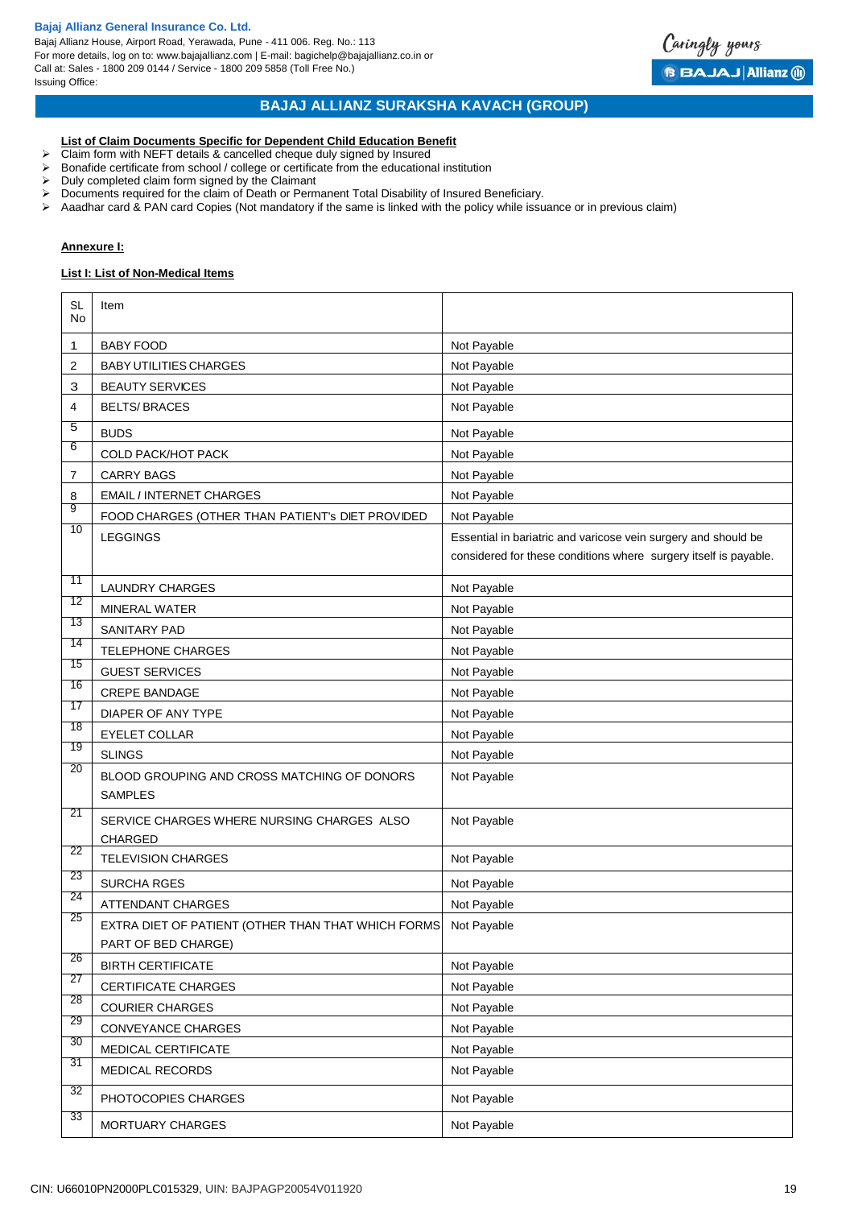## BAJAJ ALLIANZ SURAKSHA KAVACH (GROUP)

**List of Claim Documents Specific for Dependent Child Education Benefit**

- Claim form with NEFT details & cancelled cheque duly signed by Insured
- Bonafide certificate from school / college or certificate from the educational institution
- Duly completed claim form signed by the Claimant
- Documents required for the claim of Death or Permanent Total Disability of Insured Beneficiary.
- Aaadhar card & PAN card Copies (Not mandatory if the same is linked with the policy while issuance or in previous claim)

**Annexure I:**

**List I: List of Non-Medical Items**

| SL No | Item | |
|---|---|---|
| 1 | BABY FOOD | Not Payable |
| 2 | BABY UTILITIES CHARGES | Not Payable |
| 3 | BEAUTY SERVICES | Not Payable |
| 4 | BELTS/ BRACES | Not Payable |
| 5 | BUDS | Not Payable |
| 6 | COLD PACK/HOT PACK | Not Payable |
| 7 | CARRY BAGS | Not Payable |
| 8 | EMAIL / INTERNET CHARGES | Not Payable |
| 9 | FOOD CHARGES (OTHER THAN PATIENT's DIET PROVIDED | Not Payable |
| 10 | LEGGINGS | Essential in bariatric and varicose vein surgery and should be considered for these conditions where surgery itself is payable. |
| 11 | LAUNDRY CHARGES | Not Payable |
| 12 | MINERAL WATER | Not Payable |
| 13 | SANITARY PAD | Not Payable |
| 14 | TELEPHONE CHARGES | Not Payable |
| 15 | GUEST SERVICES | Not Payable |
| 16 | CREPE BANDAGE | Not Payable |
| 17 | DIAPER OF ANY TYPE | Not Payable |
| 18 | EYELET COLLAR | Not Payable |
| 19 | SLINGS | Not Payable |
| 20 | BLOOD GROUPING AND CROSS MATCHING OF DONORS SAMPLES | Not Payable |
| 21 | SERVICE CHARGES WHERE NURSING CHARGES ALSO CHARGED | Not Payable |
| 22 | TELEVISION CHARGES | Not Payable |
| 23 | SURCHA RGES | Not Payable |
| 24 | ATTENDANT CHARGES | Not Payable |
| 25 | EXTRA DIET OF PATIENT (OTHER THAN THAT WHICH FORMS PART OF BED CHARGE) | Not Payable |
| 26 | BIRTH CERTIFICATE | Not Payable |
| 27 | CERTIFICATE CHARGES | Not Payable |
| 28 | COURIER CHARGES | Not Payable |
| 29 | CONVEYANCE CHARGES | Not Payable |
| 30 | MEDICAL CERTIFICATE | Not Payable |
| 31 | MEDICAL RECORDS | Not Payable |
| 32 | PHOTOCOPIES CHARGES | Not Payable |
| 33 | MORTUARY CHARGES | Not Payable |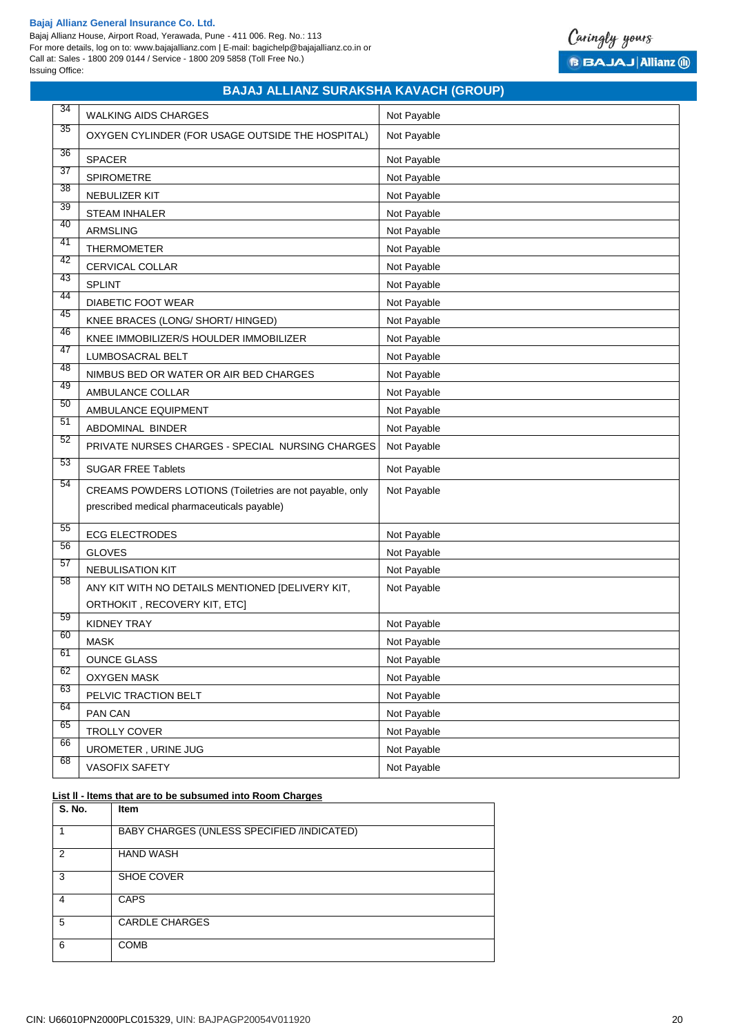## BAJAJ ALLIANZ SURAKSHA KAVACH (GROUP)

| | | |
|---|---|---|
| 34 | WALKING AIDS CHARGES | Not Payable |
| 35 | OXYGEN CYLINDER (FOR USAGE OUTSIDE THE HOSPITAL) | Not Payable |
| 36 | SPACER | Not Payable |
| 37 | SPIROMETRE | Not Payable |
| 38 | NEBULIZER KIT | Not Payable |
| 39 | STEAM INHALER | Not Payable |
| 40 | ARMSLING | Not Payable |
| 41 | THERMOMETER | Not Payable |
| 42 | CERVICAL COLLAR | Not Payable |
| 43 | SPLINT | Not Payable |
| 44 | DIABETIC FOOT WEAR | Not Payable |
| 45 | KNEE BRACES (LONG/ SHORT/ HINGED) | Not Payable |
| 46 | KNEE IMMOBILIZER/S HOULDER IMMOBILIZER | Not Payable |
| 47 | LUMBOSACRAL BELT | Not Payable |
| 48 | NIMBUS BED OR WATER OR AIR BED CHARGES | Not Payable |
| 49 | AMBULANCE COLLAR | Not Payable |
| 50 | AMBULANCE EQUIPMENT | Not Payable |
| 51 | ABDOMINAL BINDER | Not Payable |
| 52 | PRIVATE NURSES CHARGES - SPECIAL NURSING CHARGES | Not Payable |
| 53 | SUGAR FREE Tablets | Not Payable |
| 54 | CREAMS POWDERS LOTIONS (Toiletries are not payable, only prescribed medical pharmaceuticals payable) | Not Payable |
| 55 | ECG ELECTRODES | Not Payable |
| 56 | GLOVES | Not Payable |
| 57 | NEBULISATION KIT | Not Payable |
| 58 | ANY KIT WITH NO DETAILS MENTIONED [DELIVERY KIT, ORTHOKIT , RECOVERY KIT, ETC] | Not Payable |
| 59 | KIDNEY TRAY | Not Payable |
| 60 | MASK | Not Payable |
| 61 | OUNCE GLASS | Not Payable |
| 62 | OXYGEN MASK | Not Payable |
| 63 | PELVIC TRACTION BELT | Not Payable |
| 64 | PAN CAN | Not Payable |
| 65 | TROLLY COVER | Not Payable |
| 66 | UROMETER , URINE JUG | Not Payable |
| 68 | VASOFIX SAFETY | Not Payable |

**List II - Items that are to be subsumed into Room Charges**

| S. No. | Item |
|---|---|
| 1 | BABY CHARGES (UNLESS SPECIFIED /INDICATED) |
| 2 | HAND WASH |
| 3 | SHOE COVER |
| 4 | CAPS |
| 5 | CARDLE CHARGES |
| 6 | COMB |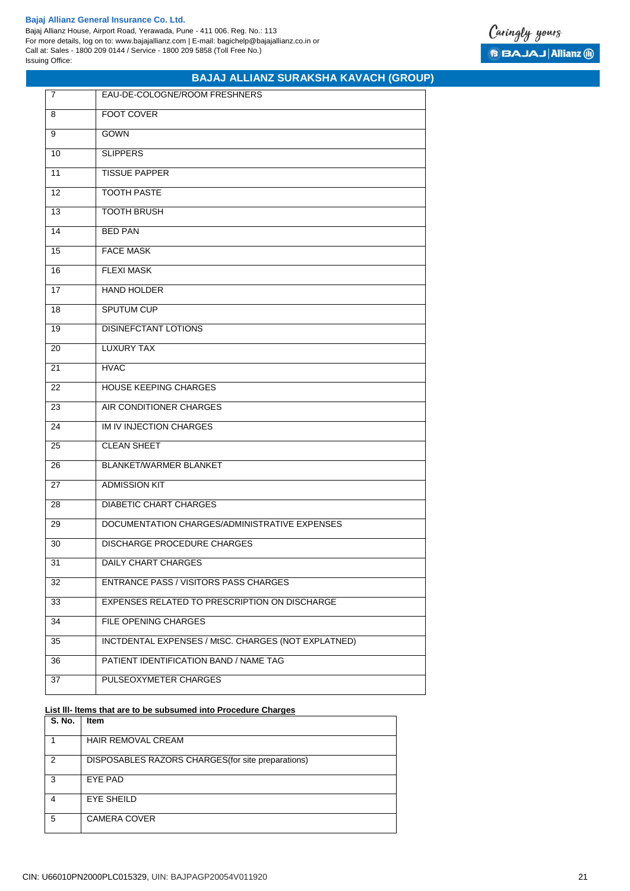| | |
|---|---|
| 7 | EAU-DE-COLOGNE/ROOM FRESHNERS |
| 8 | FOOT COVER |
| 9 | GOWN |
| 10 | SLIPPERS |
| 11 | TISSUE PAPPER |
| 12 | TOOTH PASTE |
| 13 | TOOTH BRUSH |
| 14 | BED PAN |
| 15 | FACE MASK |
| 16 | FLEXI MASK |
| 17 | HAND HOLDER |
| 18 | SPUTUM CUP |
| 19 | DISINEFCTANT LOTIONS |
| 20 | LUXURY TAX |
| 21 | HVAC |
| 22 | HOUSE KEEPING CHARGES |
| 23 | AIR CONDITIONER CHARGES |
| 24 | IM IV INJECTION CHARGES |
| 25 | CLEAN SHEET |
| 26 | BLANKET/WARMER BLANKET |
| 27 | ADMISSION KIT |
| 28 | DIABETIC CHART CHARGES |
| 29 | DOCUMENTATION CHARGES/ADMINISTRATIVE EXPENSES |
| 30 | DISCHARGE PROCEDURE CHARGES |
| 31 | DAILY CHART CHARGES |
| 32 | ENTRANCE PASS / VISITORS PASS CHARGES |
| 33 | EXPENSES RELATED TO PRESCRIPTION ON DISCHARGE |
| 34 | FILE OPENING CHARGES |
| 35 | INCTDENTAL EXPENSES / MtSC. CHARGES (NOT EXPLATNED) |
| 36 | PATIENT IDENTIFICATION BAND / NAME TAG |
| 37 | PULSEOXYMETER CHARGES |

**List III- Items that are to be subsumed into Procedure Charges**

| S. No. | Item |
|---|---|
| 1 | HAIR REMOVAL CREAM |
| 2 | DISPOSABLES RAZORS CHARGES(for site preparations) |
| 3 | EYE PAD |
| 4 | EYE SHEILD |
| 5 | CAMERA COVER |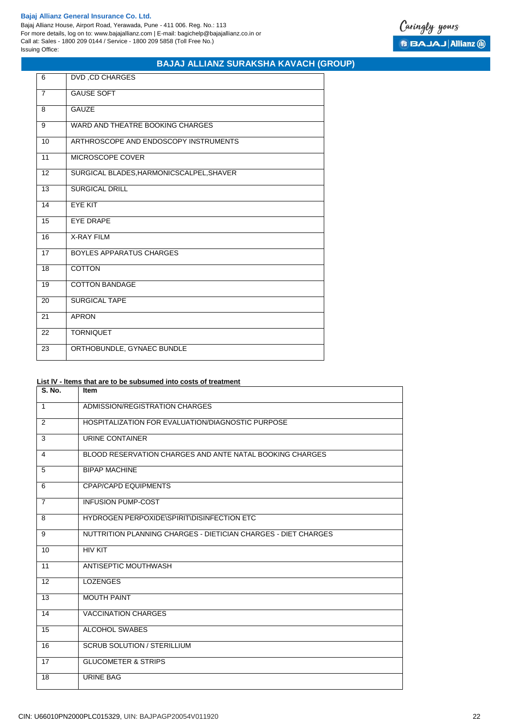| | |
|---|---|
| 6 | DVD ,CD CHARGES |
| 7 | GAUSE SOFT |
| 8 | GAUZE |
| 9 | WARD AND THEATRE BOOKING CHARGES |
| 10 | ARTHROSCOPE AND ENDOSCOPY INSTRUMENTS |
| 11 | MICROSCOPE COVER |
| 12 | SURGICAL BLADES,HARMONICSCALPEL,SHAVER |
| 13 | SURGICAL DRILL |
| 14 | EYE KIT |
| 15 | EYE DRAPE |
| 16 | X-RAY FILM |
| 17 | BOYLES APPARATUS CHARGES |
| 18 | COTTON |
| 19 | COTTON BANDAGE |
| 20 | SURGICAL TAPE |
| 21 | APRON |
| 22 | TORNIQUET |
| 23 | ORTHOBUNDLE, GYNAEC BUNDLE |

**List IV - Items that are to be subsumed into costs of treatment**

| S. No. | Item |
|---|---|
| 1 | ADMISSION/REGISTRATION CHARGES |
| 2 | HOSPITALIZATION FOR EVALUATION/DIAGNOSTIC PURPOSE |
| 3 | URINE CONTAINER |
| 4 | BLOOD RESERVATION CHARGES AND ANTE NATAL BOOKING CHARGES |
| 5 | BIPAP MACHINE |
| 6 | CPAP/CAPD EQUIPMENTS |
| 7 | INFUSION PUMP-COST |
| 8 | HYDROGEN PERPOXIDE\SPIRIT\DISINFECTION ETC |
| 9 | NUTTRITION PLANNING CHARGES - DIETICIAN CHARGES - DIET CHARGES |
| 10 | HIV KIT |
| 11 | ANTISEPTIC MOUTHWASH |
| 12 | LOZENGES |
| 13 | MOUTH PAINT |
| 14 | VACCINATION CHARGES |
| 15 | ALCOHOL SWABES |
| 16 | SCRUB SOLUTION / STERILLIUM |
| 17 | GLUCOMETER & STRIPS |
| 18 | URINE BAG |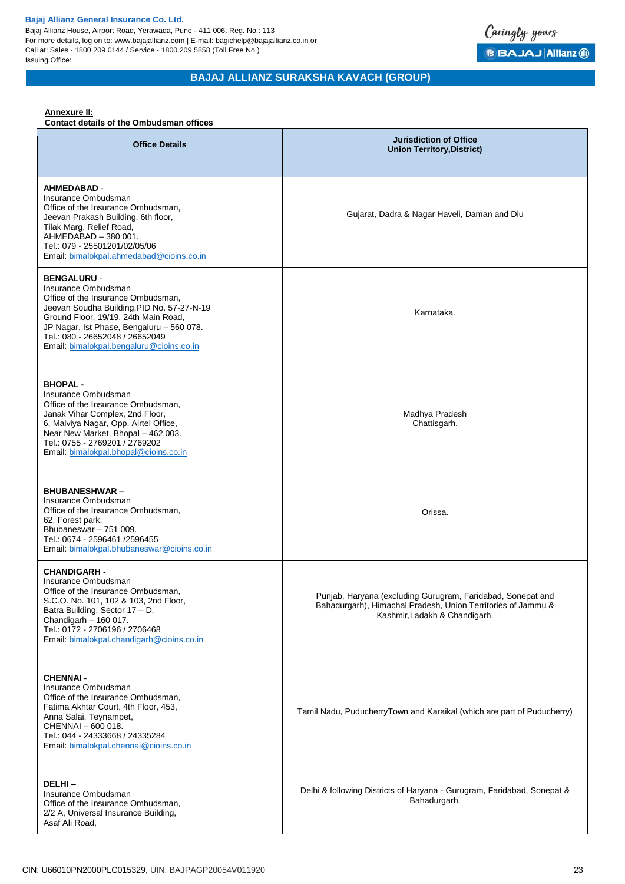**Annexure II:**

**Contact details of the Ombudsman offices**

| Office Details | Jurisdiction of Office Union Territory,District) |
|---|---|
| **AHMEDABAD** - Insurance Ombudsman Office of the Insurance Ombudsman, Jeevan Prakash Building, 6th floor, Tilak Marg, Relief Road, AHMEDABAD – 380 001. Tel.: 079 - 25501201/02/05/06 Email: bimalokpal.ahmedabad@cioins.co.in | Gujarat, Dadra & Nagar Haveli, Daman and Diu |
| **BENGALURU** - Insurance Ombudsman Office of the Insurance Ombudsman, Jeevan Soudha Building,PID No. 57-27-N-19 Ground Floor, 19/19, 24th Main Road, JP Nagar, Ist Phase, Bengaluru – 560 078. Tel.: 080 - 26652048 / 26652049 Email: bimalokpal.bengaluru@cioins.co.in | Karnataka. |
| **BHOPAL -** Insurance Ombudsman Office of the Insurance Ombudsman, Janak Vihar Complex, 2nd Floor, 6, Malviya Nagar, Opp. Airtel Office, Near New Market, Bhopal – 462 003. Tel.: 0755 - 2769201 / 2769202 Email: bimalokpal.bhopal@cioins.co.in | Madhya Pradesh Chattisgarh. |
| **BHUBANESHWAR –** Insurance Ombudsman Office of the Insurance Ombudsman, 62, Forest park, Bhubaneswar – 751 009. Tel.: 0674 - 2596461 /2596455 Email: bimalokpal.bhubaneswar@cioins.co.in | Orissa. |
| **CHANDIGARH -** Insurance Ombudsman Office of the Insurance Ombudsman, S.C.O. No. 101, 102 & 103, 2nd Floor, Batra Building, Sector 17 – D, Chandigarh – 160 017. Tel.: 0172 - 2706196 / 2706468 Email: bimalokpal.chandigarh@cioins.co.in | Punjab, Haryana (excluding Gurugram, Faridabad, Sonepat and Bahadurgarh), Himachal Pradesh, Union Territories of Jammu & Kashmir,Ladakh & Chandigarh. |
| **CHENNAI -** Insurance Ombudsman Office of the Insurance Ombudsman, Fatima Akhtar Court, 4th Floor, 453, Anna Salai, Teynampet, CHENNAI – 600 018. Tel.: 044 - 24333668 / 24335284 Email: bimalokpal.chennai@cioins.co.in | Tamil Nadu, PuducherryTown and Karaikal (which are part of Puducherry) |
| **DELHI –** Insurance Ombudsman Office of the Insurance Ombudsman, 2/2 A, Universal Insurance Building, Asaf Ali Road, | Delhi & following Districts of Haryana - Gurugram, Faridabad, Sonepat & Bahadurgarh. |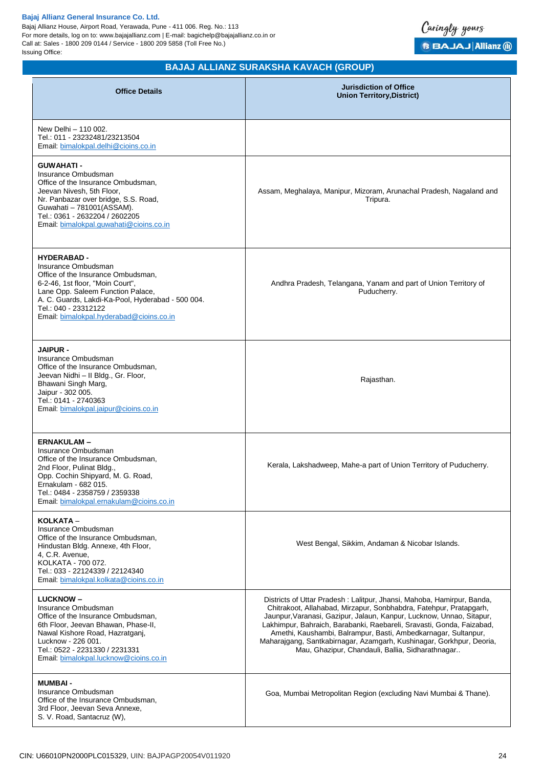## BAJAJ ALLIANZ SURAKSHA KAVACH (GROUP)

| Office Details | Jurisdiction of Office Union Territory,District) |
|---|---|
| New Delhi – 110 002.<br>Tel.: 011 - 23232481/23213504<br>Email: bimalokpal.delhi@cioins.co.in | |
| **GUWAHATI -**<br>Insurance Ombudsman<br>Office of the Insurance Ombudsman,<br>Jeevan Nivesh, 5th Floor,<br>Nr. Panbazar over bridge, S.S. Road,<br>Guwahati – 781001(ASSAM).<br>Tel.: 0361 - 2632204 / 2602205<br>Email: bimalokpal.guwahati@cioins.co.in | Assam, Meghalaya, Manipur, Mizoram, Arunachal Pradesh, Nagaland and Tripura. |
| **HYDERABAD -**<br>Insurance Ombudsman<br>Office of the Insurance Ombudsman,<br>6-2-46, 1st floor, "Moin Court",<br>Lane Opp. Saleem Function Palace,<br>A. C. Guards, Lakdi-Ka-Pool, Hyderabad - 500 004.<br>Tel.: 040 - 23312122<br>Email: bimalokpal.hyderabad@cioins.co.in | Andhra Pradesh, Telangana, Yanam and part of Union Territory of Puducherry. |
| **JAIPUR -**<br>Insurance Ombudsman<br>Office of the Insurance Ombudsman,<br>Jeevan Nidhi – II Bldg., Gr. Floor,<br>Bhawani Singh Marg,<br>Jaipur - 302 005.<br>Tel.: 0141 - 2740363<br>Email: bimalokpal.jaipur@cioins.co.in | Rajasthan. |
| **ERNAKULAM –**<br>Insurance Ombudsman<br>Office of the Insurance Ombudsman,<br>2nd Floor, Pulinat Bldg.,<br>Opp. Cochin Shipyard, M. G. Road,<br>Ernakulam - 682 015.<br>Tel.: 0484 - 2358759 / 2359338<br>Email: bimalokpal.ernakulam@cioins.co.in | Kerala, Lakshadweep, Mahe-a part of Union Territory of Puducherry. |
| **KOLKATA –**<br>Insurance Ombudsman<br>Office of the Insurance Ombudsman,<br>Hindustan Bldg. Annexe, 4th Floor,<br>4, C.R. Avenue,<br>KOLKATA - 700 072.<br>Tel.: 033 - 22124339 / 22124340<br>Email: bimalokpal.kolkata@cioins.co.in | West Bengal, Sikkim, Andaman & Nicobar Islands. |
| **LUCKNOW –**<br>Insurance Ombudsman<br>Office of the Insurance Ombudsman,<br>6th Floor, Jeevan Bhawan, Phase-II,<br>Nawal Kishore Road, Hazratganj,<br>Lucknow - 226 001.<br>Tel.: 0522 - 2231330 / 2231331<br>Email: bimalokpal.lucknow@cioins.co.in | Districts of Uttar Pradesh : Lalitpur, Jhansi, Mahoba, Hamirpur, Banda, Chitrakoot, Allahabad, Mirzapur, Sonbhabdra, Fatehpur, Pratapgarh, Jaunpur,Varanasi, Gazipur, Jalaun, Kanpur, Lucknow, Unnao, Sitapur, Lakhimpur, Bahraich, Barabanki, Raebareli, Sravasti, Gonda, Faizabad, Amethi, Kaushambi, Balrampur, Basti, Ambedkarnagar, Sultanpur, Maharajgang, Santkabirnagar, Azamgarh, Kushinagar, Gorkhpur, Deoria, Mau, Ghazipur, Chandauli, Ballia, Sidharathnagar.. |
| **MUMBAI -**<br>Insurance Ombudsman<br>Office of the Insurance Ombudsman,<br>3rd Floor, Jeevan Seva Annexe,<br>S. V. Road, Santacruz (W), | Goa, Mumbai Metropolitan Region (excluding Navi Mumbai & Thane). |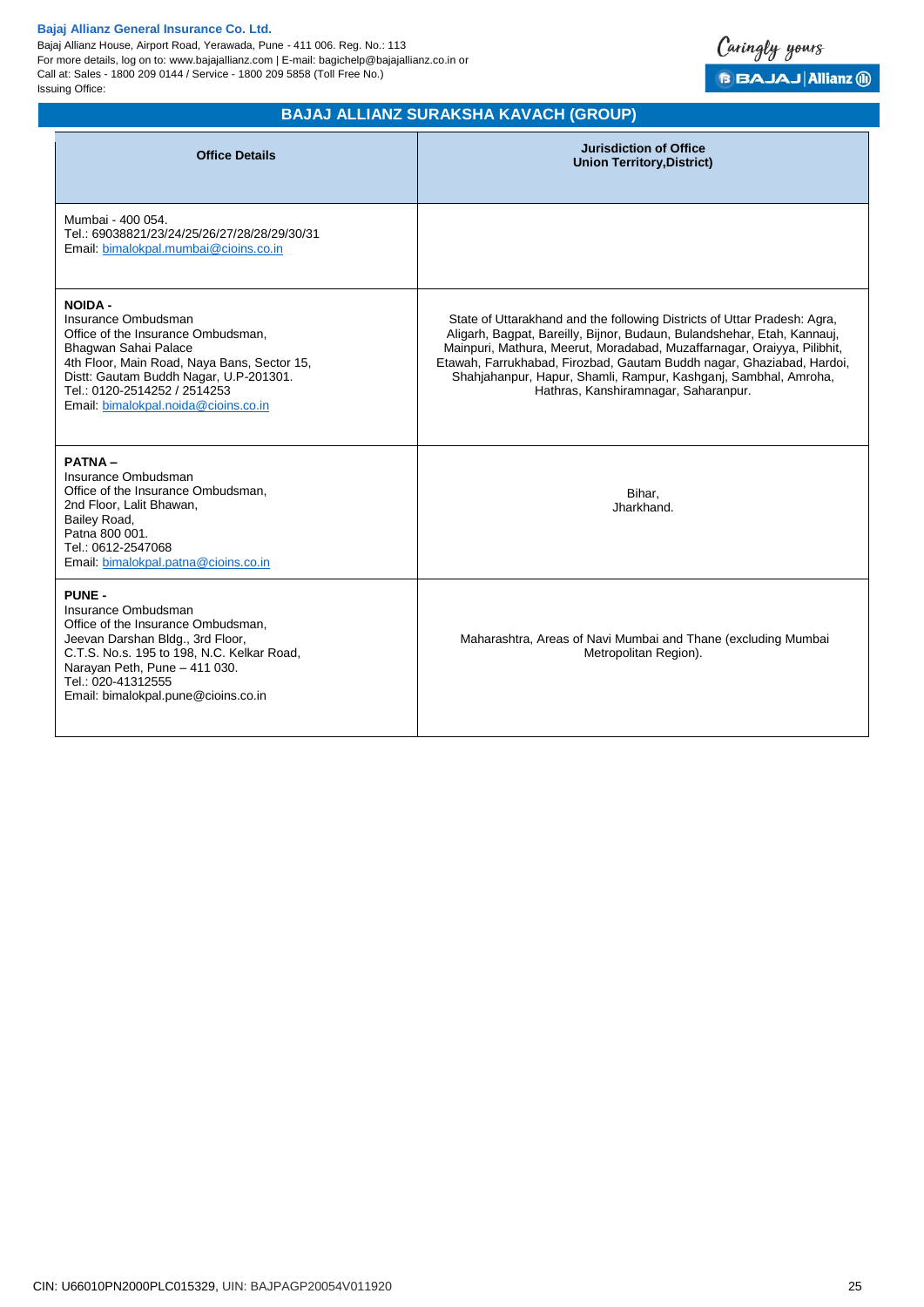## BAJAJ ALLIANZ SURAKSHA KAVACH (GROUP)

| Office Details | Jurisdiction of Office Union Territory,District) |
|---|---|
| Mumbai - 400 054.<br>Tel.: 69038821/23/24/25/26/27/28/28/29/30/31<br>Email: bimalokpal.mumbai@cioins.co.in | |
| **NOIDA -**<br>Insurance Ombudsman<br>Office of the Insurance Ombudsman,<br>Bhagwan Sahai Palace<br>4th Floor, Main Road, Naya Bans, Sector 15,<br>Distt: Gautam Buddh Nagar, U.P-201301.<br>Tel.: 0120-2514252 / 2514253<br>Email: bimalokpal.noida@cioins.co.in | State of Uttarakhand and the following Districts of Uttar Pradesh: Agra, Aligarh, Bagpat, Bareilly, Bijnor, Budaun, Bulandshehar, Etah, Kannauj, Mainpuri, Mathura, Meerut, Moradabad, Muzaffarnagar, Oraiyya, Pilibhit, Etawah, Farrukhabad, Firozbad, Gautam Buddh nagar, Ghaziabad, Hardoi, Shahjahanpur, Hapur, Shamli, Rampur, Kashganj, Sambhal, Amroha, Hathras, Kanshiramnagar, Saharanpur. |
| **PATNA –**<br>Insurance Ombudsman<br>Office of the Insurance Ombudsman,<br>2nd Floor, Lalit Bhawan,<br>Bailey Road,<br>Patna 800 001.<br>Tel.: 0612-2547068<br>Email: bimalokpal.patna@cioins.co.in | Bihar,<br>Jharkhand. |
| **PUNE -**<br>Insurance Ombudsman<br>Office of the Insurance Ombudsman,<br>Jeevan Darshan Bldg., 3rd Floor,<br>C.T.S. No.s. 195 to 198, N.C. Kelkar Road,<br>Narayan Peth, Pune – 411 030.<br>Tel.: 020-41312555<br>Email: bimalokpal.pune@cioins.co.in | Maharashtra, Areas of Navi Mumbai and Thane (excluding Mumbai Metropolitan Region). |